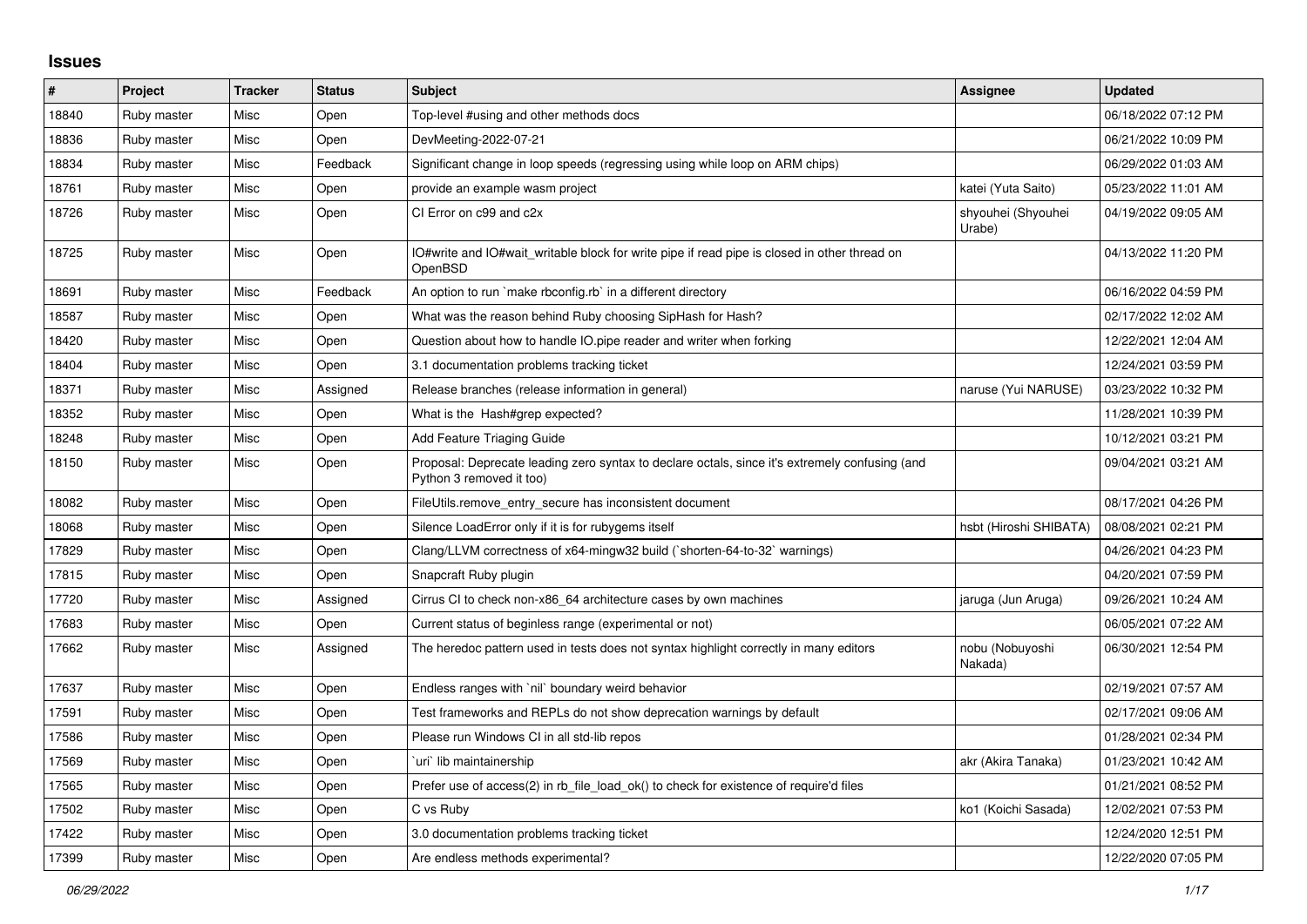# Issues

| # | Project | Tracker | Status | Subject | Assignee | Updated |
|---|---|---|---|---|---|---|
| 18840 | Ruby master | Misc | Open | Top-level #using and other methods docs | | 06/18/2022 07:12 PM |
| 18836 | Ruby master | Misc | Open | DevMeeting-2022-07-21 | | 06/21/2022 10:09 PM |
| 18834 | Ruby master | Misc | Feedback | Significant change in loop speeds (regressing using while loop on ARM chips) | | 06/29/2022 01:03 AM |
| 18761 | Ruby master | Misc | Open | provide an example wasm project | katei (Yuta Saito) | 05/23/2022 11:01 AM |
| 18726 | Ruby master | Misc | Open | CI Error on c99 and c2x | shyouhei (Shyouhei Urabe) | 04/19/2022 09:05 AM |
| 18725 | Ruby master | Misc | Open | IO#write and IO#wait_writable block for write pipe if read pipe is closed in other thread on OpenBSD | | 04/13/2022 11:20 PM |
| 18691 | Ruby master | Misc | Feedback | An option to run `make rbconfig.rb` in a different directory | | 06/16/2022 04:59 PM |
| 18587 | Ruby master | Misc | Open | What was the reason behind Ruby choosing SipHash for Hash? | | 02/17/2022 12:02 AM |
| 18420 | Ruby master | Misc | Open | Question about how to handle IO.pipe reader and writer when forking | | 12/22/2021 12:04 AM |
| 18404 | Ruby master | Misc | Open | 3.1 documentation problems tracking ticket | | 12/24/2021 03:59 PM |
| 18371 | Ruby master | Misc | Assigned | Release branches (release information in general) | naruse (Yui NARUSE) | 03/23/2022 10:32 PM |
| 18352 | Ruby master | Misc | Open | What is the Hash#grep expected? | | 11/28/2021 10:39 PM |
| 18248 | Ruby master | Misc | Open | Add Feature Triaging Guide | | 10/12/2021 03:21 PM |
| 18150 | Ruby master | Misc | Open | Proposal: Deprecate leading zero syntax to declare octals, since it's extremely confusing (and Python 3 removed it too) | | 09/04/2021 03:21 AM |
| 18082 | Ruby master | Misc | Open | FileUtils.remove_entry_secure has inconsistent document | | 08/17/2021 04:26 PM |
| 18068 | Ruby master | Misc | Open | Silence LoadError only if it is for rubygems itself | hsbt (Hiroshi SHIBATA) | 08/08/2021 02:21 PM |
| 17829 | Ruby master | Misc | Open | Clang/LLVM correctness of x64-mingw32 build (`shorten-64-to-32` warnings) | | 04/26/2021 04:23 PM |
| 17815 | Ruby master | Misc | Open | Snapcraft Ruby plugin | | 04/20/2021 07:59 PM |
| 17720 | Ruby master | Misc | Assigned | Cirrus CI to check non-x86_64 architecture cases by own machines | jaruga (Jun Aruga) | 09/26/2021 10:24 AM |
| 17683 | Ruby master | Misc | Open | Current status of beginless range (experimental or not) | | 06/05/2021 07:22 AM |
| 17662 | Ruby master | Misc | Assigned | The heredoc pattern used in tests does not syntax highlight correctly in many editors | nobu (Nobuyoshi Nakada) | 06/30/2021 12:54 PM |
| 17637 | Ruby master | Misc | Open | Endless ranges with `nil` boundary weird behavior | | 02/19/2021 07:57 AM |
| 17591 | Ruby master | Misc | Open | Test frameworks and REPLs do not show deprecation warnings by default | | 02/17/2021 09:06 AM |
| 17586 | Ruby master | Misc | Open | Please run Windows CI in all std-lib repos | | 01/28/2021 02:34 PM |
| 17569 | Ruby master | Misc | Open | `uri` lib maintainership | akr (Akira Tanaka) | 01/23/2021 10:42 AM |
| 17565 | Ruby master | Misc | Open | Prefer use of access(2) in rb_file_load_ok() to check for existence of require'd files | | 01/21/2021 08:52 PM |
| 17502 | Ruby master | Misc | Open | C vs Ruby | ko1 (Koichi Sasada) | 12/02/2021 07:53 PM |
| 17422 | Ruby master | Misc | Open | 3.0 documentation problems tracking ticket | | 12/24/2020 12:51 PM |
| 17399 | Ruby master | Misc | Open | Are endless methods experimental? | | 12/22/2020 07:05 PM |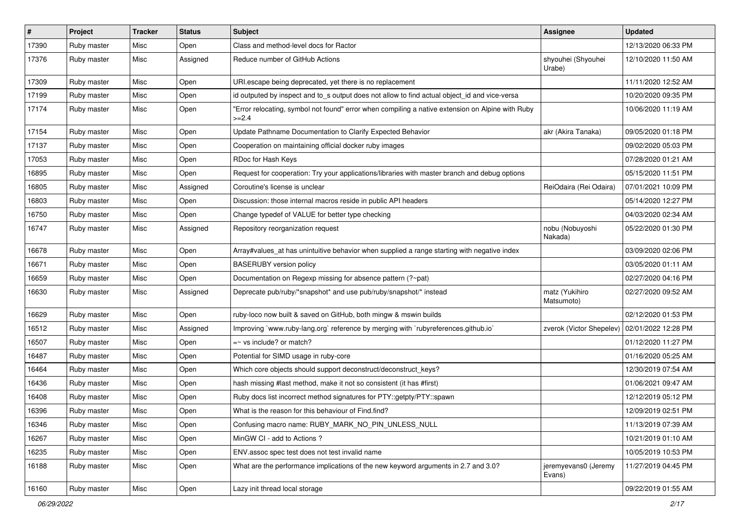| # | Project | Tracker | Status | Subject | Assignee | Updated |
|---|---|---|---|---|---|---|
| 17390 | Ruby master | Misc | Open | Class and method-level docs for Ractor | | 12/13/2020 06:33 PM |
| 17376 | Ruby master | Misc | Assigned | Reduce number of GitHub Actions | shyouhei (Shyouhei Urabe) | 12/10/2020 11:50 AM |
| 17309 | Ruby master | Misc | Open | URI.escape being deprecated, yet there is no replacement | | 11/11/2020 12:52 AM |
| 17199 | Ruby master | Misc | Open | id outputed by inspect and to_s output does not allow to find actual object_id and vice-versa | | 10/20/2020 09:35 PM |
| 17174 | Ruby master | Misc | Open | "Error relocating, symbol not found" error when compiling a native extension on Alpine with Ruby >=2.4 | | 10/06/2020 11:19 AM |
| 17154 | Ruby master | Misc | Open | Update Pathname Documentation to Clarify Expected Behavior | akr (Akira Tanaka) | 09/05/2020 01:18 PM |
| 17137 | Ruby master | Misc | Open | Cooperation on maintaining official docker ruby images | | 09/02/2020 05:03 PM |
| 17053 | Ruby master | Misc | Open | RDoc for Hash Keys | | 07/28/2020 01:21 AM |
| 16895 | Ruby master | Misc | Open | Request for cooperation: Try your applications/libraries with master branch and debug options | | 05/15/2020 11:51 PM |
| 16805 | Ruby master | Misc | Assigned | Coroutine's license is unclear | ReiOdaira (Rei Odaira) | 07/01/2021 10:09 PM |
| 16803 | Ruby master | Misc | Open | Discussion: those internal macros reside in public API headers | | 05/14/2020 12:27 PM |
| 16750 | Ruby master | Misc | Open | Change typedef of VALUE for better type checking | | 04/03/2020 02:34 AM |
| 16747 | Ruby master | Misc | Assigned | Repository reorganization request | nobu (Nobuyoshi Nakada) | 05/22/2020 01:30 PM |
| 16678 | Ruby master | Misc | Open | Array#values_at has unintuitive behavior when supplied a range starting with negative index | | 03/09/2020 02:06 PM |
| 16671 | Ruby master | Misc | Open | BASERUBY version policy | | 03/05/2020 01:11 AM |
| 16659 | Ruby master | Misc | Open | Documentation on Regexp missing for absence pattern (?~pat) | | 02/27/2020 04:16 PM |
| 16630 | Ruby master | Misc | Assigned | Deprecate pub/ruby/*snapshot* and use pub/ruby/snapshot/* instead | matz (Yukihiro Matsumoto) | 02/27/2020 09:52 AM |
| 16629 | Ruby master | Misc | Open | ruby-loco now built & saved on GitHub, both mingw & mswin builds | | 02/12/2020 01:53 PM |
| 16512 | Ruby master | Misc | Assigned | Improving `www.ruby-lang.org` reference by merging with `rubyreferences.github.io` | zverok (Victor Shepelev) | 02/01/2022 12:28 PM |
| 16507 | Ruby master | Misc | Open | =~ vs include? or match? | | 01/12/2020 11:27 PM |
| 16487 | Ruby master | Misc | Open | Potential for SIMD usage in ruby-core | | 01/16/2020 05:25 AM |
| 16464 | Ruby master | Misc | Open | Which core objects should support deconstruct/deconstruct_keys? | | 12/30/2019 07:54 AM |
| 16436 | Ruby master | Misc | Open | hash missing #last method, make it not so consistent (it has #first) | | 01/06/2021 09:47 AM |
| 16408 | Ruby master | Misc | Open | Ruby docs list incorrect method signatures for PTY::getpty/PTY::spawn | | 12/12/2019 05:12 PM |
| 16396 | Ruby master | Misc | Open | What is the reason for this behaviour of Find.find? | | 12/09/2019 02:51 PM |
| 16346 | Ruby master | Misc | Open | Confusing macro name: RUBY_MARK_NO_PIN_UNLESS_NULL | | 11/13/2019 07:39 AM |
| 16267 | Ruby master | Misc | Open | MinGW CI - add to Actions ? | | 10/21/2019 01:10 AM |
| 16235 | Ruby master | Misc | Open | ENV.assoc spec test does not test invalid name | | 10/05/2019 10:53 PM |
| 16188 | Ruby master | Misc | Open | What are the performance implications of the new keyword arguments in 2.7 and 3.0? | jeremyevans0 (Jeremy Evans) | 11/27/2019 04:45 PM |
| 16160 | Ruby master | Misc | Open | Lazy init thread local storage | | 09/22/2019 01:55 AM |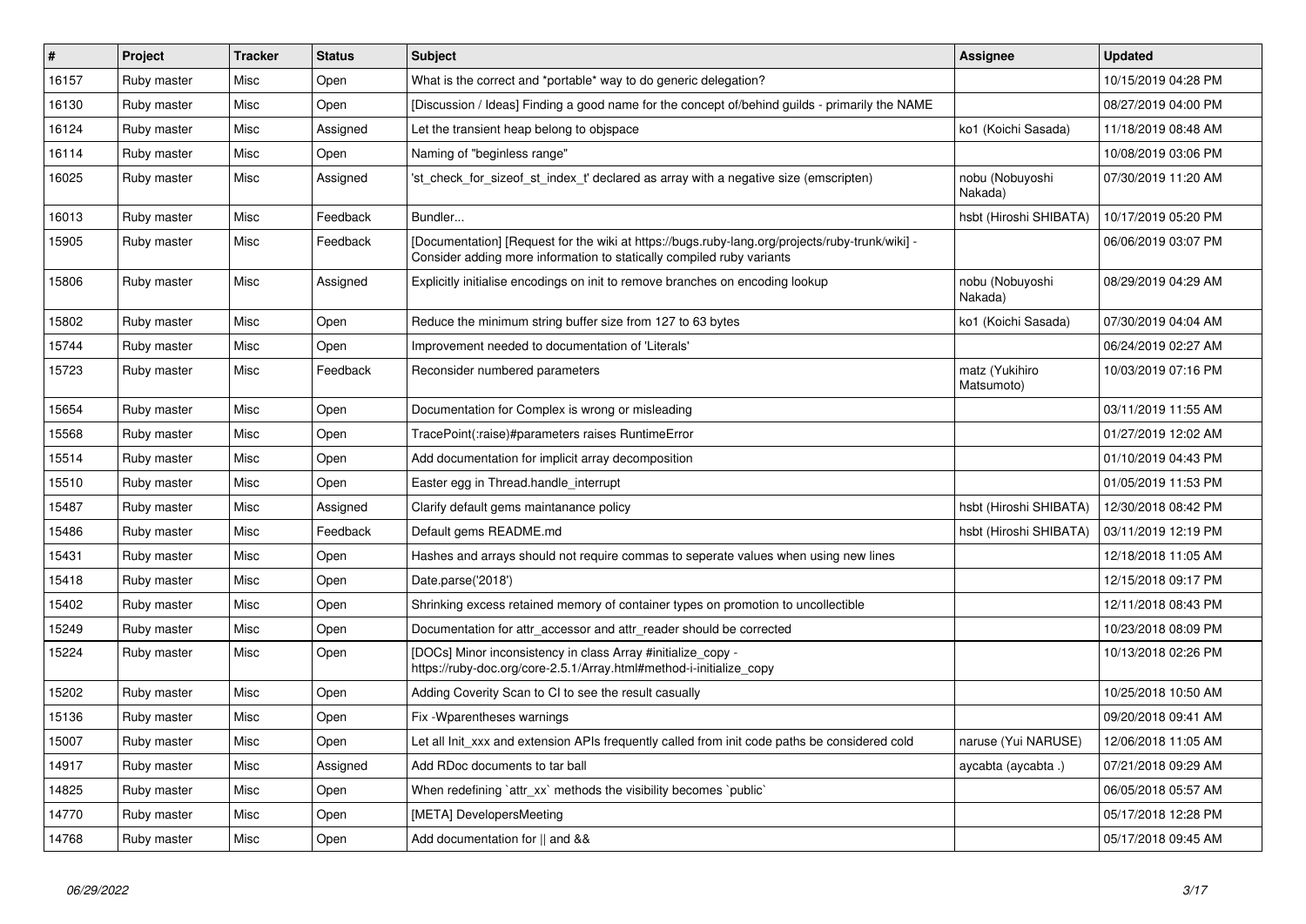| # | Project | Tracker | Status | Subject | Assignee | Updated |
| --- | --- | --- | --- | --- | --- | --- |
| 16157 | Ruby master | Misc | Open | What is the correct and *portable* way to do generic delegation? | | 10/15/2019 04:28 PM |
| 16130 | Ruby master | Misc | Open | [Discussion / Ideas] Finding a good name for the concept of/behind guilds - primarily the NAME | | 08/27/2019 04:00 PM |
| 16124 | Ruby master | Misc | Assigned | Let the transient heap belong to objspace | ko1 (Koichi Sasada) | 11/18/2019 08:48 AM |
| 16114 | Ruby master | Misc | Open | Naming of "beginless range" | | 10/08/2019 03:06 PM |
| 16025 | Ruby master | Misc | Assigned | 'st_check_for_sizeof_st_index_t' declared as array with a negative size (emscripten) | nobu (Nobuyoshi Nakada) | 07/30/2019 11:20 AM |
| 16013 | Ruby master | Misc | Feedback | Bundler... | hsbt (Hiroshi SHIBATA) | 10/17/2019 05:20 PM |
| 15905 | Ruby master | Misc | Feedback | [Documentation] [Request for the wiki at https://bugs.ruby-lang.org/projects/ruby-trunk/wiki] - Consider adding more information to statically compiled ruby variants | | 06/06/2019 03:07 PM |
| 15806 | Ruby master | Misc | Assigned | Explicitly initialise encodings on init to remove branches on encoding lookup | nobu (Nobuyoshi Nakada) | 08/29/2019 04:29 AM |
| 15802 | Ruby master | Misc | Open | Reduce the minimum string buffer size from 127 to 63 bytes | ko1 (Koichi Sasada) | 07/30/2019 04:04 AM |
| 15744 | Ruby master | Misc | Open | Improvement needed to documentation of 'Literals' | | 06/24/2019 02:27 AM |
| 15723 | Ruby master | Misc | Feedback | Reconsider numbered parameters | matz (Yukihiro Matsumoto) | 10/03/2019 07:16 PM |
| 15654 | Ruby master | Misc | Open | Documentation for Complex is wrong or misleading | | 03/11/2019 11:55 AM |
| 15568 | Ruby master | Misc | Open | TracePoint(:raise)#parameters raises RuntimeError | | 01/27/2019 12:02 AM |
| 15514 | Ruby master | Misc | Open | Add documentation for implicit array decomposition | | 01/10/2019 04:43 PM |
| 15510 | Ruby master | Misc | Open | Easter egg in Thread.handle_interrupt | | 01/05/2019 11:53 PM |
| 15487 | Ruby master | Misc | Assigned | Clarify default gems maintanance policy | hsbt (Hiroshi SHIBATA) | 12/30/2018 08:42 PM |
| 15486 | Ruby master | Misc | Feedback | Default gems README.md | hsbt (Hiroshi SHIBATA) | 03/11/2019 12:19 PM |
| 15431 | Ruby master | Misc | Open | Hashes and arrays should not require commas to seperate values when using new lines | | 12/18/2018 11:05 AM |
| 15418 | Ruby master | Misc | Open | Date.parse('2018') | | 12/15/2018 09:17 PM |
| 15402 | Ruby master | Misc | Open | Shrinking excess retained memory of container types on promotion to uncollectible | | 12/11/2018 08:43 PM |
| 15249 | Ruby master | Misc | Open | Documentation for attr_accessor and attr_reader should be corrected | | 10/23/2018 08:09 PM |
| 15224 | Ruby master | Misc | Open | [DOCs] Minor inconsistency in class Array #initialize_copy - https://ruby-doc.org/core-2.5.1/Array.html#method-i-initialize_copy | | 10/13/2018 02:26 PM |
| 15202 | Ruby master | Misc | Open | Adding Coverity Scan to CI to see the result casually | | 10/25/2018 10:50 AM |
| 15136 | Ruby master | Misc | Open | Fix -Wparentheses warnings | | 09/20/2018 09:41 AM |
| 15007 | Ruby master | Misc | Open | Let all Init_xxx and extension APIs frequently called from init code paths be considered cold | naruse (Yui NARUSE) | 12/06/2018 11:05 AM |
| 14917 | Ruby master | Misc | Assigned | Add RDoc documents to tar ball | aycabta (aycabta .) | 07/21/2018 09:29 AM |
| 14825 | Ruby master | Misc | Open | When redefining `attr_xx` methods the visibility becomes `public` | | 06/05/2018 05:57 AM |
| 14770 | Ruby master | Misc | Open | [META] DevelopersMeeting | | 05/17/2018 12:28 PM |
| 14768 | Ruby master | Misc | Open | Add documentation for \|\| and && | | 05/17/2018 09:45 AM |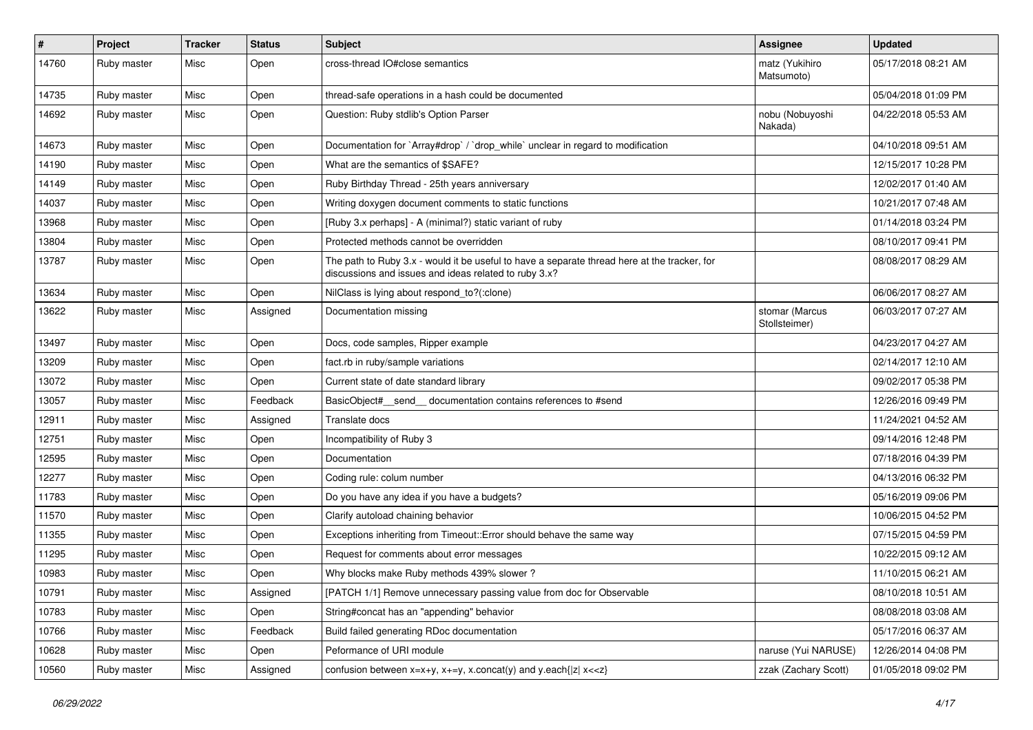| # | Project | Tracker | Status | Subject | Assignee | Updated |
|---|---|---|---|---|---|---|
| 14760 | Ruby master | Misc | Open | cross-thread IO#close semantics | matz (Yukihiro Matsumoto) | 05/17/2018 08:21 AM |
| 14735 | Ruby master | Misc | Open | thread-safe operations in a hash could be documented | | 05/04/2018 01:09 PM |
| 14692 | Ruby master | Misc | Open | Question: Ruby stdlib's Option Parser | nobu (Nobuyoshi Nakada) | 04/22/2018 05:53 AM |
| 14673 | Ruby master | Misc | Open | Documentation for `Array#drop` / `drop_while` unclear in regard to modification | | 04/10/2018 09:51 AM |
| 14190 | Ruby master | Misc | Open | What are the semantics of $SAFE? | | 12/15/2017 10:28 PM |
| 14149 | Ruby master | Misc | Open | Ruby Birthday Thread - 25th years anniversary | | 12/02/2017 01:40 AM |
| 14037 | Ruby master | Misc | Open | Writing doxygen document comments to static functions | | 10/21/2017 07:48 AM |
| 13968 | Ruby master | Misc | Open | [Ruby 3.x perhaps] - A (minimal?) static variant of ruby | | 01/14/2018 03:24 PM |
| 13804 | Ruby master | Misc | Open | Protected methods cannot be overridden | | 08/10/2017 09:41 PM |
| 13787 | Ruby master | Misc | Open | The path to Ruby 3.x - would it be useful to have a separate thread here at the tracker, for discussions and issues and ideas related to ruby 3.x? | | 08/08/2017 08:29 AM |
| 13634 | Ruby master | Misc | Open | NilClass is lying about respond_to?(:clone) | | 06/06/2017 08:27 AM |
| 13622 | Ruby master | Misc | Assigned | Documentation missing | stomar (Marcus Stollsteimer) | 06/03/2017 07:27 AM |
| 13497 | Ruby master | Misc | Open | Docs, code samples, Ripper example | | 04/23/2017 04:27 AM |
| 13209 | Ruby master | Misc | Open | fact.rb in ruby/sample variations | | 02/14/2017 12:10 AM |
| 13072 | Ruby master | Misc | Open | Current state of date standard library | | 09/02/2017 05:38 PM |
| 13057 | Ruby master | Misc | Feedback | BasicObject#__send__ documentation contains references to #send | | 12/26/2016 09:49 PM |
| 12911 | Ruby master | Misc | Assigned | Translate docs | | 11/24/2021 04:52 AM |
| 12751 | Ruby master | Misc | Open | Incompatibility of Ruby 3 | | 09/14/2016 12:48 PM |
| 12595 | Ruby master | Misc | Open | Documentation | | 07/18/2016 04:39 PM |
| 12277 | Ruby master | Misc | Open | Coding rule: colum number | | 04/13/2016 06:32 PM |
| 11783 | Ruby master | Misc | Open | Do you have any idea if you have a budgets? | | 05/16/2019 09:06 PM |
| 11570 | Ruby master | Misc | Open | Clarify autoload chaining behavior | | 10/06/2015 04:52 PM |
| 11355 | Ruby master | Misc | Open | Exceptions inheriting from Timeout::Error should behave the same way | | 07/15/2015 04:59 PM |
| 11295 | Ruby master | Misc | Open | Request for comments about error messages | | 10/22/2015 09:12 AM |
| 10983 | Ruby master | Misc | Open | Why blocks make Ruby methods 439% slower ? | | 11/10/2015 06:21 AM |
| 10791 | Ruby master | Misc | Assigned | [PATCH 1/1] Remove unnecessary passing value from doc for Observable | | 08/10/2018 10:51 AM |
| 10783 | Ruby master | Misc | Open | String#concat has an "appending" behavior | | 08/08/2018 03:08 AM |
| 10766 | Ruby master | Misc | Feedback | Build failed generating RDoc documentation | | 05/17/2016 06:37 AM |
| 10628 | Ruby master | Misc | Open | Peformance of URI module | naruse (Yui NARUSE) | 12/26/2014 04:08 PM |
| 10560 | Ruby master | Misc | Assigned | confusion between x=x+y, x+=y, x.concat(y) and y.each{\|z\| x<<z} | zzak (Zachary Scott) | 01/05/2018 09:02 PM |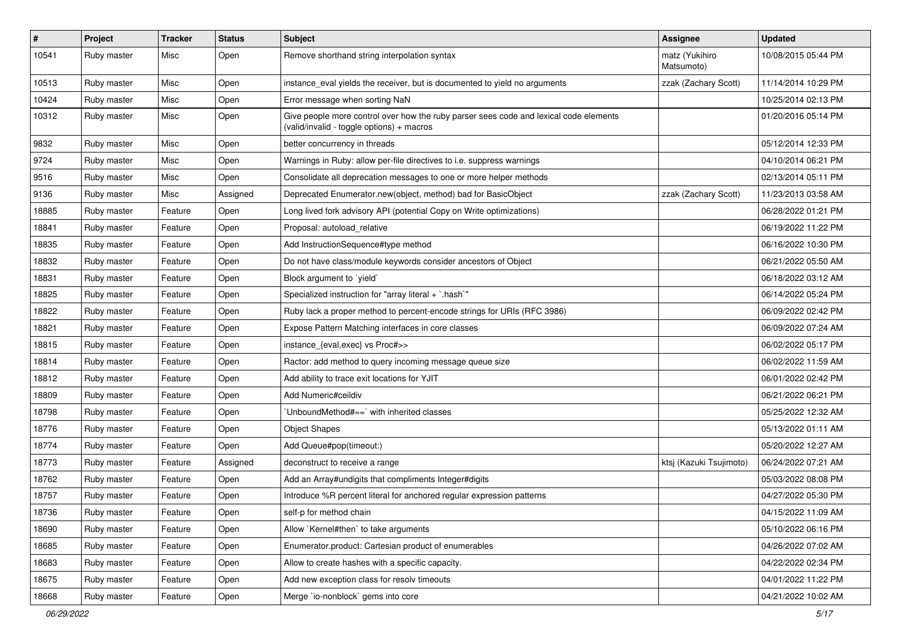| # | Project | Tracker | Status | Subject | Assignee | Updated |
|---|---|---|---|---|---|---|
| 10541 | Ruby master | Misc | Open | Remove shorthand string interpolation syntax | matz (Yukihiro Matsumoto) | 10/08/2015 05:44 PM |
| 10513 | Ruby master | Misc | Open | instance_eval yields the receiver, but is documented to yield no arguments | zzak (Zachary Scott) | 11/14/2014 10:29 PM |
| 10424 | Ruby master | Misc | Open | Error message when sorting NaN | | 10/25/2014 02:13 PM |
| 10312 | Ruby master | Misc | Open | Give people more control over how the ruby parser sees code and lexical code elements (valid/invalid - toggle options) + macros | | 01/20/2016 05:14 PM |
| 9832 | Ruby master | Misc | Open | better concurrency in threads | | 05/12/2014 12:33 PM |
| 9724 | Ruby master | Misc | Open | Warnings in Ruby: allow per-file directives to i.e. suppress warnings | | 04/10/2014 06:21 PM |
| 9516 | Ruby master | Misc | Open | Consolidate all deprecation messages to one or more helper methods | | 02/13/2014 05:11 PM |
| 9136 | Ruby master | Misc | Assigned | Deprecated Enumerator.new(object, method) bad for BasicObject | zzak (Zachary Scott) | 11/23/2013 03:58 AM |
| 18885 | Ruby master | Feature | Open | Long lived fork advisory API (potential Copy on Write optimizations) | | 06/28/2022 01:21 PM |
| 18841 | Ruby master | Feature | Open | Proposal: autoload_relative | | 06/19/2022 11:22 PM |
| 18835 | Ruby master | Feature | Open | Add InstructionSequence#type method | | 06/16/2022 10:30 PM |
| 18832 | Ruby master | Feature | Open | Do not have class/module keywords consider ancestors of Object | | 06/21/2022 05:50 AM |
| 18831 | Ruby master | Feature | Open | Block argument to `yield` | | 06/18/2022 03:12 AM |
| 18825 | Ruby master | Feature | Open | Specialized instruction for "array literal + `.hash`" | | 06/14/2022 05:24 PM |
| 18822 | Ruby master | Feature | Open | Ruby lack a proper method to percent-encode strings for URIs (RFC 3986) | | 06/09/2022 02:42 PM |
| 18821 | Ruby master | Feature | Open | Expose Pattern Matching interfaces in core classes | | 06/09/2022 07:24 AM |
| 18815 | Ruby master | Feature | Open | instance_{eval,exec} vs Proc#>> | | 06/02/2022 05:17 PM |
| 18814 | Ruby master | Feature | Open | Ractor: add method to query incoming message queue size | | 06/02/2022 11:59 AM |
| 18812 | Ruby master | Feature | Open | Add ability to trace exit locations for YJIT | | 06/01/2022 02:42 PM |
| 18809 | Ruby master | Feature | Open | Add Numeric#ceildiv | | 06/21/2022 06:21 PM |
| 18798 | Ruby master | Feature | Open | `UnboundMethod#==` with inherited classes | | 05/25/2022 12:32 AM |
| 18776 | Ruby master | Feature | Open | Object Shapes | | 05/13/2022 01:11 AM |
| 18774 | Ruby master | Feature | Open | Add Queue#pop(timeout:) | | 05/20/2022 12:27 AM |
| 18773 | Ruby master | Feature | Assigned | deconstruct to receive a range | ktsj (Kazuki Tsujimoto) | 06/24/2022 07:21 AM |
| 18762 | Ruby master | Feature | Open | Add an Array#undigits that compliments Integer#digits | | 05/03/2022 08:08 PM |
| 18757 | Ruby master | Feature | Open | Introduce %R percent literal for anchored regular expression patterns | | 04/27/2022 05:30 PM |
| 18736 | Ruby master | Feature | Open | self-p for method chain | | 04/15/2022 11:09 AM |
| 18690 | Ruby master | Feature | Open | Allow `Kernel#then` to take arguments | | 05/10/2022 06:16 PM |
| 18685 | Ruby master | Feature | Open | Enumerator.product: Cartesian product of enumerables | | 04/26/2022 07:02 AM |
| 18683 | Ruby master | Feature | Open | Allow to create hashes with a specific capacity. | | 04/22/2022 02:34 PM |
| 18675 | Ruby master | Feature | Open | Add new exception class for resolv timeouts | | 04/01/2022 11:22 PM |
| 18668 | Ruby master | Feature | Open | Merge `io-nonblock` gems into core | | 04/21/2022 10:02 AM |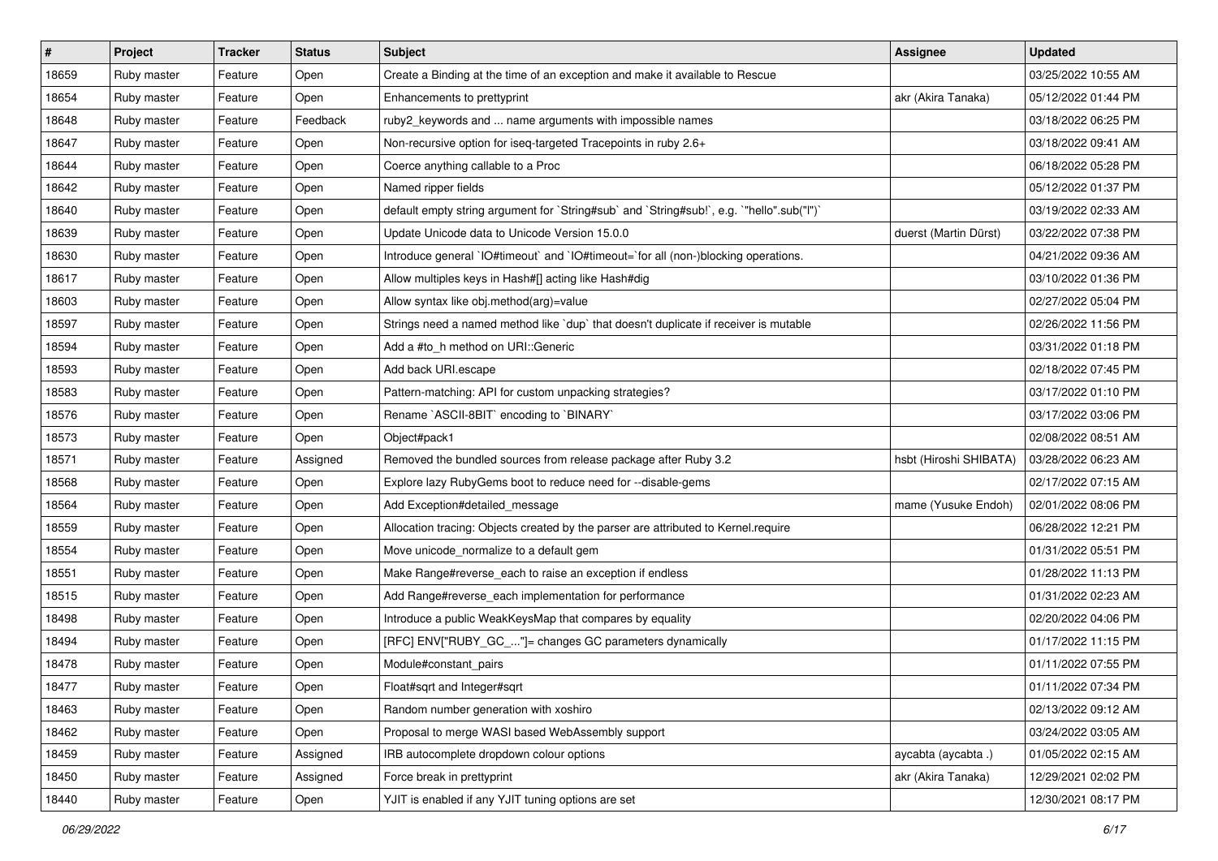| # | Project | Tracker | Status | Subject | Assignee | Updated |
|---|---|---|---|---|---|---|
| 18659 | Ruby master | Feature | Open | Create a Binding at the time of an exception and make it available to Rescue | | 03/25/2022 10:55 AM |
| 18654 | Ruby master | Feature | Open | Enhancements to prettyprint | akr (Akira Tanaka) | 05/12/2022 01:44 PM |
| 18648 | Ruby master | Feature | Feedback | ruby2_keywords and ... name arguments with impossible names | | 03/18/2022 06:25 PM |
| 18647 | Ruby master | Feature | Open | Non-recursive option for iseq-targeted Tracepoints in ruby 2.6+ | | 03/18/2022 09:41 AM |
| 18644 | Ruby master | Feature | Open | Coerce anything callable to a Proc | | 06/18/2022 05:28 PM |
| 18642 | Ruby master | Feature | Open | Named ripper fields | | 05/12/2022 01:37 PM |
| 18640 | Ruby master | Feature | Open | default empty string argument for `String#sub` and `String#sub!`, e.g. `"hello".sub("l")` | | 03/19/2022 02:33 AM |
| 18639 | Ruby master | Feature | Open | Update Unicode data to Unicode Version 15.0.0 | duerst (Martin Dürst) | 03/22/2022 07:38 PM |
| 18630 | Ruby master | Feature | Open | Introduce general `IO#timeout` and `IO#timeout=`for all (non-)blocking operations. | | 04/21/2022 09:36 AM |
| 18617 | Ruby master | Feature | Open | Allow multiples keys in Hash#[] acting like Hash#dig | | 03/10/2022 01:36 PM |
| 18603 | Ruby master | Feature | Open | Allow syntax like obj.method(arg)=value | | 02/27/2022 05:04 PM |
| 18597 | Ruby master | Feature | Open | Strings need a named method like `dup` that doesn't duplicate if receiver is mutable | | 02/26/2022 11:56 PM |
| 18594 | Ruby master | Feature | Open | Add a #to_h method on URI::Generic | | 03/31/2022 01:18 PM |
| 18593 | Ruby master | Feature | Open | Add back URI.escape | | 02/18/2022 07:45 PM |
| 18583 | Ruby master | Feature | Open | Pattern-matching: API for custom unpacking strategies? | | 03/17/2022 01:10 PM |
| 18576 | Ruby master | Feature | Open | Rename `ASCII-8BIT` encoding to `BINARY` | | 03/17/2022 03:06 PM |
| 18573 | Ruby master | Feature | Open | Object#pack1 | | 02/08/2022 08:51 AM |
| 18571 | Ruby master | Feature | Assigned | Removed the bundled sources from release package after Ruby 3.2 | hsbt (Hiroshi SHIBATA) | 03/28/2022 06:23 AM |
| 18568 | Ruby master | Feature | Open | Explore lazy RubyGems boot to reduce need for --disable-gems | | 02/17/2022 07:15 AM |
| 18564 | Ruby master | Feature | Open | Add Exception#detailed_message | mame (Yusuke Endoh) | 02/01/2022 08:06 PM |
| 18559 | Ruby master | Feature | Open | Allocation tracing: Objects created by the parser are attributed to Kernel.require | | 06/28/2022 12:21 PM |
| 18554 | Ruby master | Feature | Open | Move unicode_normalize to a default gem | | 01/31/2022 05:51 PM |
| 18551 | Ruby master | Feature | Open | Make Range#reverse_each to raise an exception if endless | | 01/28/2022 11:13 PM |
| 18515 | Ruby master | Feature | Open | Add Range#reverse_each implementation for performance | | 01/31/2022 02:23 AM |
| 18498 | Ruby master | Feature | Open | Introduce a public WeakKeysMap that compares by equality | | 02/20/2022 04:06 PM |
| 18494 | Ruby master | Feature | Open | [RFC] ENV["RUBY_GC_..."]= changes GC parameters dynamically | | 01/17/2022 11:15 PM |
| 18478 | Ruby master | Feature | Open | Module#constant_pairs | | 01/11/2022 07:55 PM |
| 18477 | Ruby master | Feature | Open | Float#sqrt and Integer#sqrt | | 01/11/2022 07:34 PM |
| 18463 | Ruby master | Feature | Open | Random number generation with xoshiro | | 02/13/2022 09:12 AM |
| 18462 | Ruby master | Feature | Open | Proposal to merge WASI based WebAssembly support | | 03/24/2022 03:05 AM |
| 18459 | Ruby master | Feature | Assigned | IRB autocomplete dropdown colour options | aycabta (aycabta .) | 01/05/2022 02:15 AM |
| 18450 | Ruby master | Feature | Assigned | Force break in prettyprint | akr (Akira Tanaka) | 12/29/2021 02:02 PM |
| 18440 | Ruby master | Feature | Open | YJIT is enabled if any YJIT tuning options are set | | 12/30/2021 08:17 PM |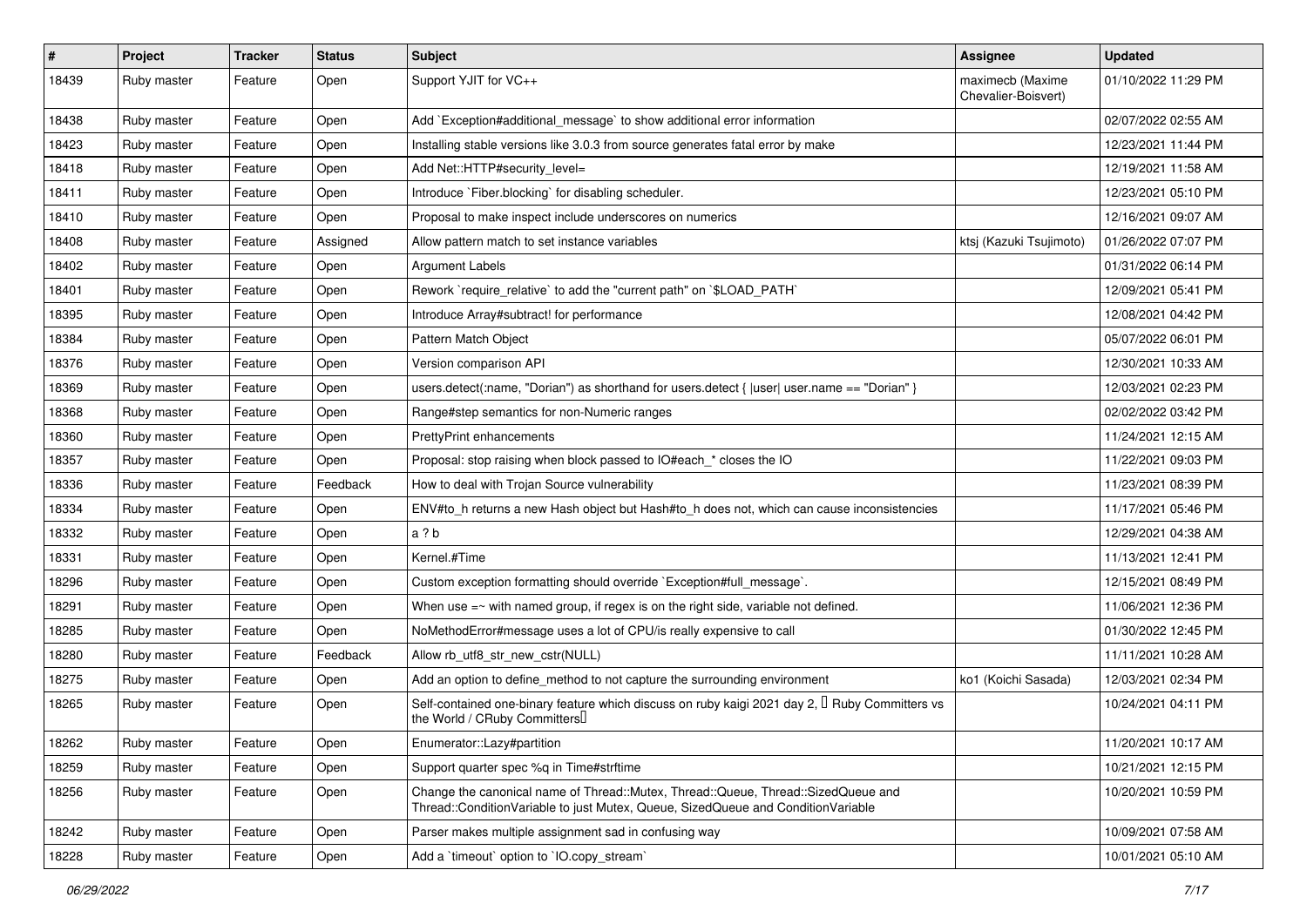| # | Project | Tracker | Status | Subject | Assignee | Updated |
|---|---|---|---|---|---|---|
| 18439 | Ruby master | Feature | Open | Support YJIT for VC++ | maximecb (Maxime Chevalier-Boisvert) | 01/10/2022 11:29 PM |
| 18438 | Ruby master | Feature | Open | Add `Exception#additional_message` to show additional error information | | 02/07/2022 02:55 AM |
| 18423 | Ruby master | Feature | Open | Installing stable versions like 3.0.3 from source generates fatal error by make | | 12/23/2021 11:44 PM |
| 18418 | Ruby master | Feature | Open | Add Net::HTTP#security_level= | | 12/19/2021 11:58 AM |
| 18411 | Ruby master | Feature | Open | Introduce `Fiber.blocking` for disabling scheduler. | | 12/23/2021 05:10 PM |
| 18410 | Ruby master | Feature | Open | Proposal to make inspect include underscores on numerics | | 12/16/2021 09:07 AM |
| 18408 | Ruby master | Feature | Assigned | Allow pattern match to set instance variables | ktsj (Kazuki Tsujimoto) | 01/26/2022 07:07 PM |
| 18402 | Ruby master | Feature | Open | Argument Labels | | 01/31/2022 06:14 PM |
| 18401 | Ruby master | Feature | Open | Rework `require_relative` to add the "current path" on `$LOAD_PATH` | | 12/09/2021 05:41 PM |
| 18395 | Ruby master | Feature | Open | Introduce Array#subtract! for performance | | 12/08/2021 04:42 PM |
| 18384 | Ruby master | Feature | Open | Pattern Match Object | | 05/07/2022 06:01 PM |
| 18376 | Ruby master | Feature | Open | Version comparison API | | 12/30/2021 10:33 AM |
| 18369 | Ruby master | Feature | Open | users.detect(:name, "Dorian") as shorthand for users.detect { \|user\| user.name == "Dorian" } | | 12/03/2021 02:23 PM |
| 18368 | Ruby master | Feature | Open | Range#step semantics for non-Numeric ranges | | 02/02/2022 03:42 PM |
| 18360 | Ruby master | Feature | Open | PrettyPrint enhancements | | 11/24/2021 12:15 AM |
| 18357 | Ruby master | Feature | Open | Proposal: stop raising when block passed to IO#each_* closes the IO | | 11/22/2021 09:03 PM |
| 18336 | Ruby master | Feature | Feedback | How to deal with Trojan Source vulnerability | | 11/23/2021 08:39 PM |
| 18334 | Ruby master | Feature | Open | ENV#to_h returns a new Hash object but Hash#to_h does not, which can cause inconsistencies | | 11/17/2021 05:46 PM |
| 18332 | Ruby master | Feature | Open | a ? b | | 12/29/2021 04:38 AM |
| 18331 | Ruby master | Feature | Open | Kernel.#Time | | 11/13/2021 12:41 PM |
| 18296 | Ruby master | Feature | Open | Custom exception formatting should override `Exception#full_message`. | | 12/15/2021 08:49 PM |
| 18291 | Ruby master | Feature | Open | When use =~ with named group, if regex is on the right side, variable not defined. | | 11/06/2021 12:36 PM |
| 18285 | Ruby master | Feature | Open | NoMethodError#message uses a lot of CPU/is really expensive to call | | 01/30/2022 12:45 PM |
| 18280 | Ruby master | Feature | Feedback | Allow rb_utf8_str_new_cstr(NULL) | | 11/11/2021 10:28 AM |
| 18275 | Ruby master | Feature | Open | Add an option to define_method to not capture the surrounding environment | ko1 (Koichi Sasada) | 12/03/2021 02:34 PM |
| 18265 | Ruby master | Feature | Open | Self-contained one-binary feature which discuss on ruby kaigi 2021 day 2, 「Ruby Committers vs the World / CRuby Committers」 | | 10/24/2021 04:11 PM |
| 18262 | Ruby master | Feature | Open | Enumerator::Lazy#partition | | 11/20/2021 10:17 AM |
| 18259 | Ruby master | Feature | Open | Support quarter spec %q in Time#strftime | | 10/21/2021 12:15 PM |
| 18256 | Ruby master | Feature | Open | Change the canonical name of Thread::Mutex, Thread::Queue, Thread::SizedQueue and Thread::ConditionVariable to just Mutex, Queue, SizedQueue and ConditionVariable | | 10/20/2021 10:59 PM |
| 18242 | Ruby master | Feature | Open | Parser makes multiple assignment sad in confusing way | | 10/09/2021 07:58 AM |
| 18228 | Ruby master | Feature | Open | Add a `timeout` option to `IO.copy_stream` | | 10/01/2021 05:10 AM |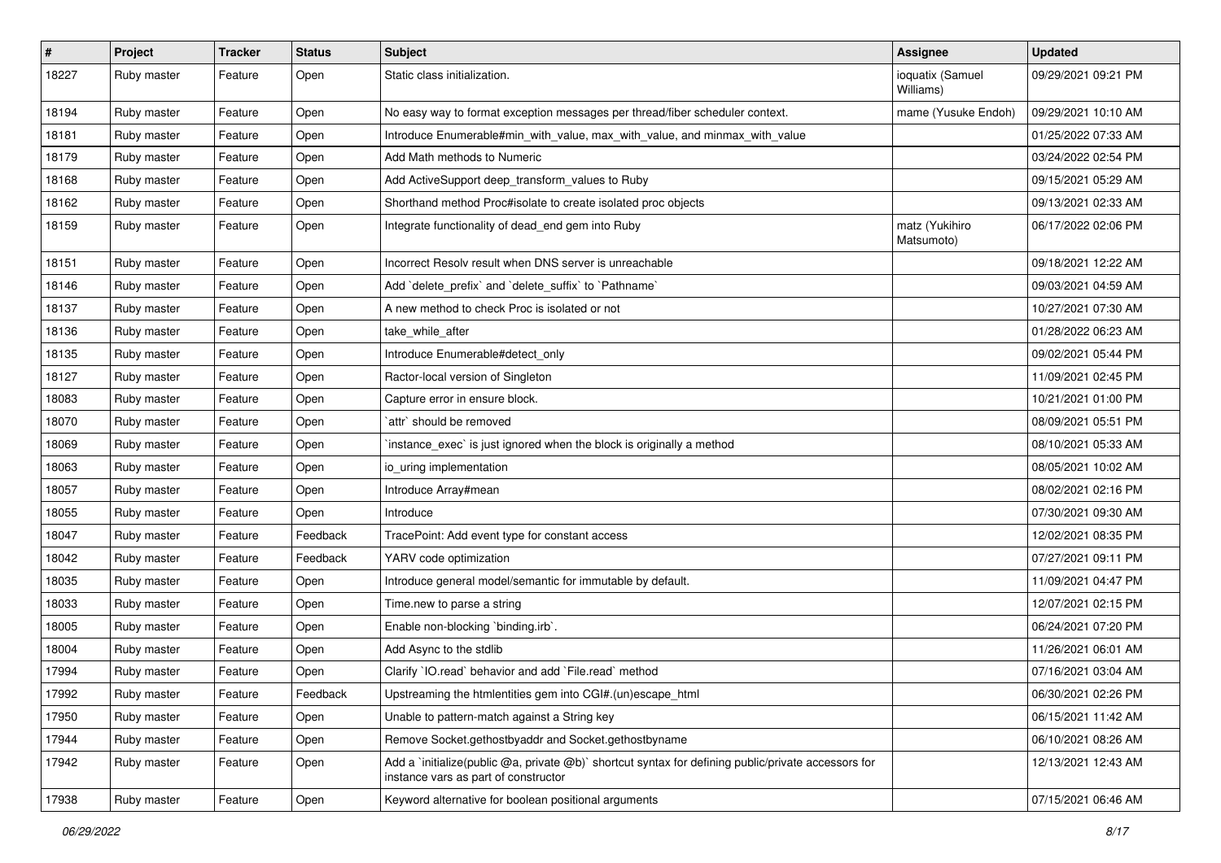| # | Project | Tracker | Status | Subject | Assignee | Updated |
|---|---|---|---|---|---|---|
| 18227 | Ruby master | Feature | Open | Static class initialization. | ioquatix (Samuel Williams) | 09/29/2021 09:21 PM |
| 18194 | Ruby master | Feature | Open | No easy way to format exception messages per thread/fiber scheduler context. | mame (Yusuke Endoh) | 09/29/2021 10:10 AM |
| 18181 | Ruby master | Feature | Open | Introduce Enumerable#min_with_value, max_with_value, and minmax_with_value | | 01/25/2022 07:33 AM |
| 18179 | Ruby master | Feature | Open | Add Math methods to Numeric | | 03/24/2022 02:54 PM |
| 18168 | Ruby master | Feature | Open | Add ActiveSupport deep_transform_values to Ruby | | 09/15/2021 05:29 AM |
| 18162 | Ruby master | Feature | Open | Shorthand method Proc#isolate to create isolated proc objects | | 09/13/2021 02:33 AM |
| 18159 | Ruby master | Feature | Open | Integrate functionality of dead_end gem into Ruby | matz (Yukihiro Matsumoto) | 06/17/2022 02:06 PM |
| 18151 | Ruby master | Feature | Open | Incorrect Resolv result when DNS server is unreachable | | 09/18/2021 12:22 AM |
| 18146 | Ruby master | Feature | Open | Add `delete_prefix` and `delete_suffix` to `Pathname` | | 09/03/2021 04:59 AM |
| 18137 | Ruby master | Feature | Open | A new method to check Proc is isolated or not | | 10/27/2021 07:30 AM |
| 18136 | Ruby master | Feature | Open | take_while_after | | 01/28/2022 06:23 AM |
| 18135 | Ruby master | Feature | Open | Introduce Enumerable#detect_only | | 09/02/2021 05:44 PM |
| 18127 | Ruby master | Feature | Open | Ractor-local version of Singleton | | 11/09/2021 02:45 PM |
| 18083 | Ruby master | Feature | Open | Capture error in ensure block. | | 10/21/2021 01:00 PM |
| 18070 | Ruby master | Feature | Open | `attr` should be removed | | 08/09/2021 05:51 PM |
| 18069 | Ruby master | Feature | Open | `instance_exec` is just ignored when the block is originally a method | | 08/10/2021 05:33 AM |
| 18063 | Ruby master | Feature | Open | io_uring implementation | | 08/05/2021 10:02 AM |
| 18057 | Ruby master | Feature | Open | Introduce Array#mean | | 08/02/2021 02:16 PM |
| 18055 | Ruby master | Feature | Open | Introduce | | 07/30/2021 09:30 AM |
| 18047 | Ruby master | Feature | Feedback | TracePoint: Add event type for constant access | | 12/02/2021 08:35 PM |
| 18042 | Ruby master | Feature | Feedback | YARV code optimization | | 07/27/2021 09:11 PM |
| 18035 | Ruby master | Feature | Open | Introduce general model/semantic for immutable by default. | | 11/09/2021 04:47 PM |
| 18033 | Ruby master | Feature | Open | Time.new to parse a string | | 12/07/2021 02:15 PM |
| 18005 | Ruby master | Feature | Open | Enable non-blocking `binding.irb`. | | 06/24/2021 07:20 PM |
| 18004 | Ruby master | Feature | Open | Add Async to the stdlib | | 11/26/2021 06:01 AM |
| 17994 | Ruby master | Feature | Open | Clarify `IO.read` behavior and add `File.read` method | | 07/16/2021 03:04 AM |
| 17992 | Ruby master | Feature | Feedback | Upstreaming the htmlentities gem into CGI#.(un)escape_html | | 06/30/2021 02:26 PM |
| 17950 | Ruby master | Feature | Open | Unable to pattern-match against a String key | | 06/15/2021 11:42 AM |
| 17944 | Ruby master | Feature | Open | Remove Socket.gethostbyaddr and Socket.gethostbyname | | 06/10/2021 08:26 AM |
| 17942 | Ruby master | Feature | Open | Add a `initialize(public @a, private @b)` shortcut syntax for defining public/private accessors for instance vars as part of constructor | | 12/13/2021 12:43 AM |
| 17938 | Ruby master | Feature | Open | Keyword alternative for boolean positional arguments | | 07/15/2021 06:46 AM |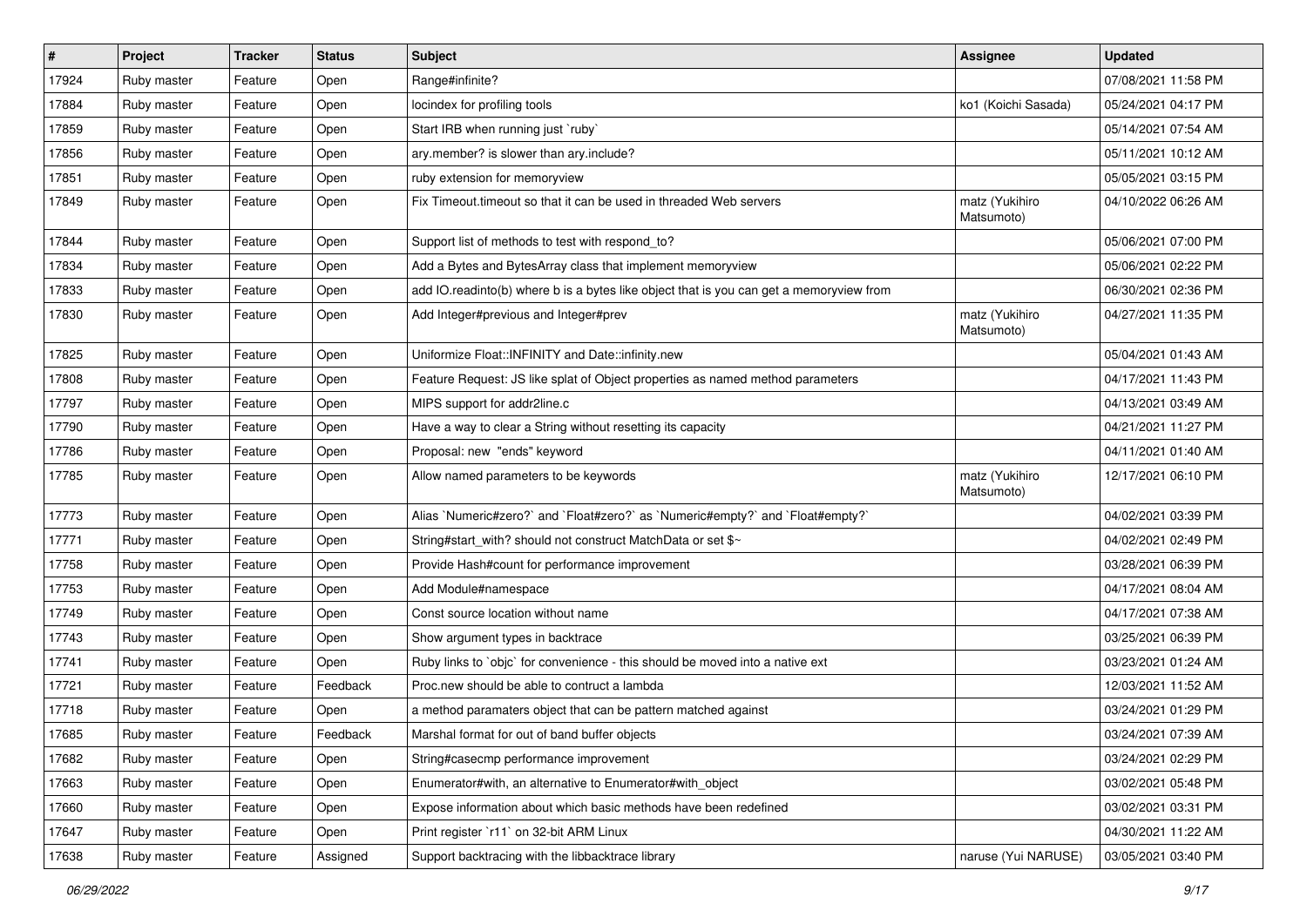| # | Project | Tracker | Status | Subject | Assignee | Updated |
|---|---|---|---|---|---|---|
| 17924 | Ruby master | Feature | Open | Range#infinite? | | 07/08/2021 11:58 PM |
| 17884 | Ruby master | Feature | Open | locindex for profiling tools | ko1 (Koichi Sasada) | 05/24/2021 04:17 PM |
| 17859 | Ruby master | Feature | Open | Start IRB when running just `ruby` | | 05/14/2021 07:54 AM |
| 17856 | Ruby master | Feature | Open | ary.member? is slower than ary.include? | | 05/11/2021 10:12 AM |
| 17851 | Ruby master | Feature | Open | ruby extension for memoryview | | 05/05/2021 03:15 PM |
| 17849 | Ruby master | Feature | Open | Fix Timeout.timeout so that it can be used in threaded Web servers | matz (Yukihiro Matsumoto) | 04/10/2022 06:26 AM |
| 17844 | Ruby master | Feature | Open | Support list of methods to test with respond_to? | | 05/06/2021 07:00 PM |
| 17834 | Ruby master | Feature | Open | Add a Bytes and BytesArray class that implement memoryview | | 05/06/2021 02:22 PM |
| 17833 | Ruby master | Feature | Open | add IO.readinto(b) where b is a bytes like object that is you can get a memoryview from | | 06/30/2021 02:36 PM |
| 17830 | Ruby master | Feature | Open | Add Integer#previous and Integer#prev | matz (Yukihiro Matsumoto) | 04/27/2021 11:35 PM |
| 17825 | Ruby master | Feature | Open | Uniformize Float::INFINITY and Date::infinity.new | | 05/04/2021 01:43 AM |
| 17808 | Ruby master | Feature | Open | Feature Request: JS like splat of Object properties as named method parameters | | 04/17/2021 11:43 PM |
| 17797 | Ruby master | Feature | Open | MIPS support for addr2line.c | | 04/13/2021 03:49 AM |
| 17790 | Ruby master | Feature | Open | Have a way to clear a String without resetting its capacity | | 04/21/2021 11:27 PM |
| 17786 | Ruby master | Feature | Open | Proposal: new "ends" keyword | | 04/11/2021 01:40 AM |
| 17785 | Ruby master | Feature | Open | Allow named parameters to be keywords | matz (Yukihiro Matsumoto) | 12/17/2021 06:10 PM |
| 17773 | Ruby master | Feature | Open | Alias `Numeric#zero?` and `Float#zero?` as `Numeric#empty?` and `Float#empty?` | | 04/02/2021 03:39 PM |
| 17771 | Ruby master | Feature | Open | String#start_with? should not construct MatchData or set $~ | | 04/02/2021 02:49 PM |
| 17758 | Ruby master | Feature | Open | Provide Hash#count for performance improvement | | 03/28/2021 06:39 PM |
| 17753 | Ruby master | Feature | Open | Add Module#namespace | | 04/17/2021 08:04 AM |
| 17749 | Ruby master | Feature | Open | Const source location without name | | 04/17/2021 07:38 AM |
| 17743 | Ruby master | Feature | Open | Show argument types in backtrace | | 03/25/2021 06:39 PM |
| 17741 | Ruby master | Feature | Open | Ruby links to `objc` for convenience - this should be moved into a native ext | | 03/23/2021 01:24 AM |
| 17721 | Ruby master | Feature | Feedback | Proc.new should be able to contruct a lambda | | 12/03/2021 11:52 AM |
| 17718 | Ruby master | Feature | Open | a method paramaters object that can be pattern matched against | | 03/24/2021 01:29 PM |
| 17685 | Ruby master | Feature | Feedback | Marshal format for out of band buffer objects | | 03/24/2021 07:39 AM |
| 17682 | Ruby master | Feature | Open | String#casecmp performance improvement | | 03/24/2021 02:29 PM |
| 17663 | Ruby master | Feature | Open | Enumerator#with, an alternative to Enumerator#with_object | | 03/02/2021 05:48 PM |
| 17660 | Ruby master | Feature | Open | Expose information about which basic methods have been redefined | | 03/02/2021 03:31 PM |
| 17647 | Ruby master | Feature | Open | Print register `r11` on 32-bit ARM Linux | | 04/30/2021 11:22 AM |
| 17638 | Ruby master | Feature | Assigned | Support backtracing with the libbacktrace library | naruse (Yui NARUSE) | 03/05/2021 03:40 PM |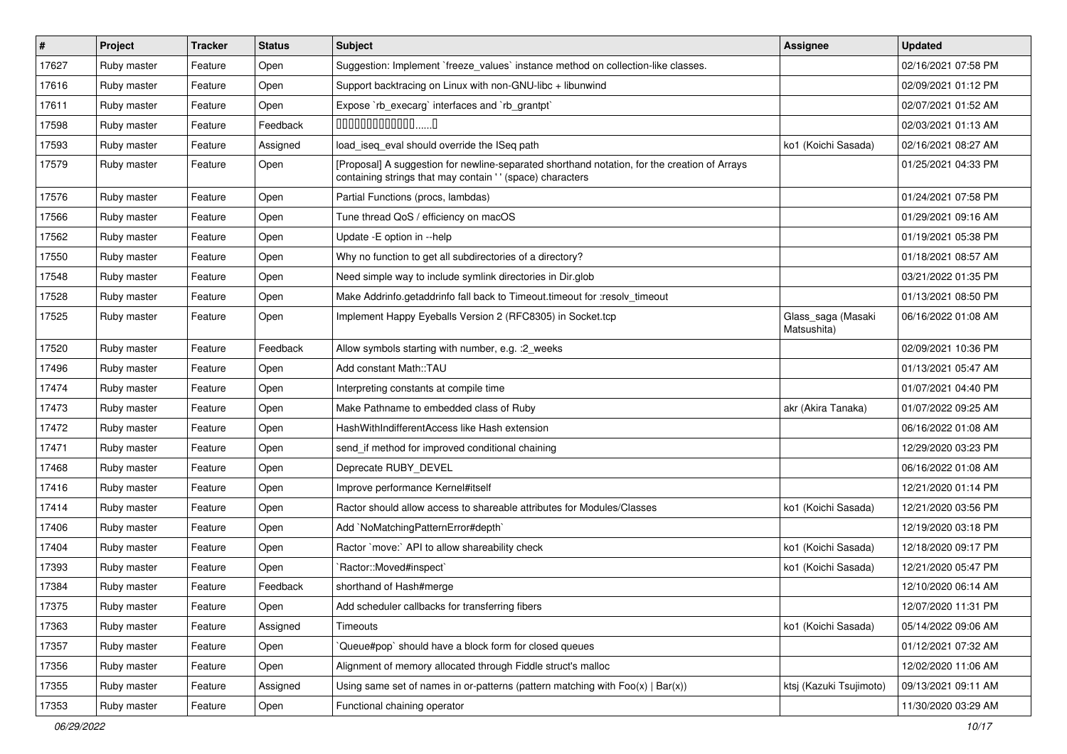| # | Project | Tracker | Status | Subject | Assignee | Updated |
|---|---|---|---|---|---|---|
| 17627 | Ruby master | Feature | Open | Suggestion: Implement `freeze_values` instance method on collection-like classes. | | 02/16/2021 07:58 PM |
| 17616 | Ruby master | Feature | Open | Support backtracing on Linux with non-GNU-libc + libunwind | | 02/09/2021 01:12 PM |
| 17611 | Ruby master | Feature | Open | Expose `rb_execarg` interfaces and `rb_grantpt` | | 02/07/2021 01:52 AM |
| 17598 | Ruby master | Feature | Feedback | ▯▯▯▯▯▯▯▯▯▯▯▯......▯ | | 02/03/2021 01:13 AM |
| 17593 | Ruby master | Feature | Assigned | load_iseq_eval should override the ISeq path | ko1 (Koichi Sasada) | 02/16/2021 08:27 AM |
| 17579 | Ruby master | Feature | Open | [Proposal] A suggestion for newline-separated shorthand notation, for the creation of Arrays containing strings that may contain ' ' (space) characters | | 01/25/2021 04:33 PM |
| 17576 | Ruby master | Feature | Open | Partial Functions (procs, lambdas) | | 01/24/2021 07:58 PM |
| 17566 | Ruby master | Feature | Open | Tune thread QoS / efficiency on macOS | | 01/29/2021 09:16 AM |
| 17562 | Ruby master | Feature | Open | Update -E option in --help | | 01/19/2021 05:38 PM |
| 17550 | Ruby master | Feature | Open | Why no function to get all subdirectories of a directory? | | 01/18/2021 08:57 AM |
| 17548 | Ruby master | Feature | Open | Need simple way to include symlink directories in Dir.glob | | 03/21/2022 01:35 PM |
| 17528 | Ruby master | Feature | Open | Make Addrinfo.getaddrinfo fall back to Timeout.timeout for :resolv_timeout | | 01/13/2021 08:50 PM |
| 17525 | Ruby master | Feature | Open | Implement Happy Eyeballs Version 2 (RFC8305) in Socket.tcp | Glass_saga (Masaki Matsushita) | 06/16/2022 01:08 AM |
| 17520 | Ruby master | Feature | Feedback | Allow symbols starting with number, e.g. :2_weeks | | 02/09/2021 10:36 PM |
| 17496 | Ruby master | Feature | Open | Add constant Math::TAU | | 01/13/2021 05:47 AM |
| 17474 | Ruby master | Feature | Open | Interpreting constants at compile time | | 01/07/2021 04:40 PM |
| 17473 | Ruby master | Feature | Open | Make Pathname to embedded class of Ruby | akr (Akira Tanaka) | 01/07/2022 09:25 AM |
| 17472 | Ruby master | Feature | Open | HashWithIndifferentAccess like Hash extension | | 06/16/2022 01:08 AM |
| 17471 | Ruby master | Feature | Open | send_if method for improved conditional chaining | | 12/29/2020 03:23 PM |
| 17468 | Ruby master | Feature | Open | Deprecate RUBY_DEVEL | | 06/16/2022 01:08 AM |
| 17416 | Ruby master | Feature | Open | Improve performance Kernel#itself | | 12/21/2020 01:14 PM |
| 17414 | Ruby master | Feature | Open | Ractor should allow access to shareable attributes for Modules/Classes | ko1 (Koichi Sasada) | 12/21/2020 03:56 PM |
| 17406 | Ruby master | Feature | Open | Add `NoMatchingPatternError#depth` | | 12/19/2020 03:18 PM |
| 17404 | Ruby master | Feature | Open | Ractor `move:` API to allow shareability check | ko1 (Koichi Sasada) | 12/18/2020 09:17 PM |
| 17393 | Ruby master | Feature | Open | `Ractor::Moved#inspect` | ko1 (Koichi Sasada) | 12/21/2020 05:47 PM |
| 17384 | Ruby master | Feature | Feedback | shorthand of Hash#merge | | 12/10/2020 06:14 AM |
| 17375 | Ruby master | Feature | Open | Add scheduler callbacks for transferring fibers | | 12/07/2020 11:31 PM |
| 17363 | Ruby master | Feature | Assigned | Timeouts | ko1 (Koichi Sasada) | 05/14/2022 09:06 AM |
| 17357 | Ruby master | Feature | Open | `Queue#pop` should have a block form for closed queues | | 01/12/2021 07:32 AM |
| 17356 | Ruby master | Feature | Open | Alignment of memory allocated through Fiddle struct's malloc | | 12/02/2020 11:06 AM |
| 17355 | Ruby master | Feature | Assigned | Using same set of names in or-patterns (pattern matching with Foo(x) \| Bar(x)) | ktsj (Kazuki Tsujimoto) | 09/13/2021 09:11 AM |
| 17353 | Ruby master | Feature | Open | Functional chaining operator | | 11/30/2020 03:29 AM |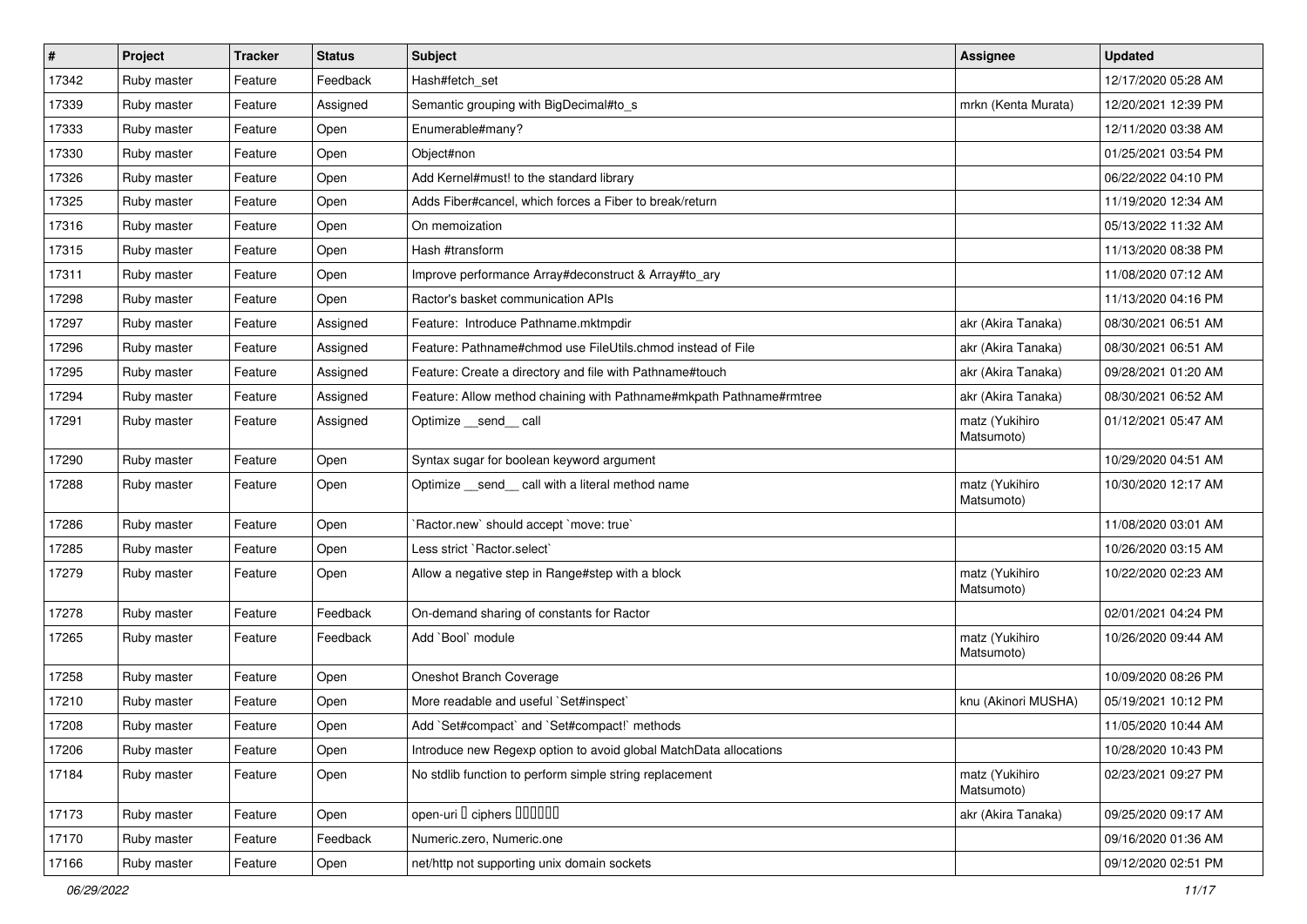| # | Project | Tracker | Status | Subject | Assignee | Updated |
|---|---|---|---|---|---|---|
| 17342 | Ruby master | Feature | Feedback | Hash#fetch_set | | 12/17/2020 05:28 AM |
| 17339 | Ruby master | Feature | Assigned | Semantic grouping with BigDecimal#to_s | mrkn (Kenta Murata) | 12/20/2021 12:39 PM |
| 17333 | Ruby master | Feature | Open | Enumerable#many? | | 12/11/2020 03:38 AM |
| 17330 | Ruby master | Feature | Open | Object#non | | 01/25/2021 03:54 PM |
| 17326 | Ruby master | Feature | Open | Add Kernel#must! to the standard library | | 06/22/2022 04:10 PM |
| 17325 | Ruby master | Feature | Open | Adds Fiber#cancel, which forces a Fiber to break/return | | 11/19/2020 12:34 AM |
| 17316 | Ruby master | Feature | Open | On memoization | | 05/13/2022 11:32 AM |
| 17315 | Ruby master | Feature | Open | Hash #transform | | 11/13/2020 08:38 PM |
| 17311 | Ruby master | Feature | Open | Improve performance Array#deconstruct & Array#to_ary | | 11/08/2020 07:12 AM |
| 17298 | Ruby master | Feature | Open | Ractor's basket communication APIs | | 11/13/2020 04:16 PM |
| 17297 | Ruby master | Feature | Assigned | Feature: Introduce Pathname.mktmpdir | akr (Akira Tanaka) | 08/30/2021 06:51 AM |
| 17296 | Ruby master | Feature | Assigned | Feature: Pathname#chmod use FileUtils.chmod instead of File | akr (Akira Tanaka) | 08/30/2021 06:51 AM |
| 17295 | Ruby master | Feature | Assigned | Feature: Create a directory and file with Pathname#touch | akr (Akira Tanaka) | 09/28/2021 01:20 AM |
| 17294 | Ruby master | Feature | Assigned | Feature: Allow method chaining with Pathname#mkpath Pathname#rmtree | akr (Akira Tanaka) | 08/30/2021 06:52 AM |
| 17291 | Ruby master | Feature | Assigned | Optimize __send__ call | matz (Yukihiro Matsumoto) | 01/12/2021 05:47 AM |
| 17290 | Ruby master | Feature | Open | Syntax sugar for boolean keyword argument | | 10/29/2020 04:51 AM |
| 17288 | Ruby master | Feature | Open | Optimize __send__ call with a literal method name | matz (Yukihiro Matsumoto) | 10/30/2020 12:17 AM |
| 17286 | Ruby master | Feature | Open | `Ractor.new` should accept `move: true` | | 11/08/2020 03:01 AM |
| 17285 | Ruby master | Feature | Open | Less strict `Ractor.select` | | 10/26/2020 03:15 AM |
| 17279 | Ruby master | Feature | Open | Allow a negative step in Range#step with a block | matz (Yukihiro Matsumoto) | 10/22/2020 02:23 AM |
| 17278 | Ruby master | Feature | Feedback | On-demand sharing of constants for Ractor | | 02/01/2021 04:24 PM |
| 17265 | Ruby master | Feature | Feedback | Add `Bool` module | matz (Yukihiro Matsumoto) | 10/26/2020 09:44 AM |
| 17258 | Ruby master | Feature | Open | Oneshot Branch Coverage | | 10/09/2020 08:26 PM |
| 17210 | Ruby master | Feature | Open | More readable and useful `Set#inspect` | knu (Akinori MUSHA) | 05/19/2021 10:12 PM |
| 17208 | Ruby master | Feature | Open | Add `Set#compact` and `Set#compact!` methods | | 11/05/2020 10:44 AM |
| 17206 | Ruby master | Feature | Open | Introduce new Regexp option to avoid global MatchData allocations | | 10/28/2020 10:43 PM |
| 17184 | Ruby master | Feature | Open | No stdlib function to perform simple string replacement | matz (Yukihiro Matsumoto) | 02/23/2021 09:27 PM |
| 17173 | Ruby master | Feature | Open | open-uri � ciphers ������ | akr (Akira Tanaka) | 09/25/2020 09:17 AM |
| 17170 | Ruby master | Feature | Feedback | Numeric.zero, Numeric.one | | 09/16/2020 01:36 AM |
| 17166 | Ruby master | Feature | Open | net/http not supporting unix domain sockets | | 09/12/2020 02:51 PM |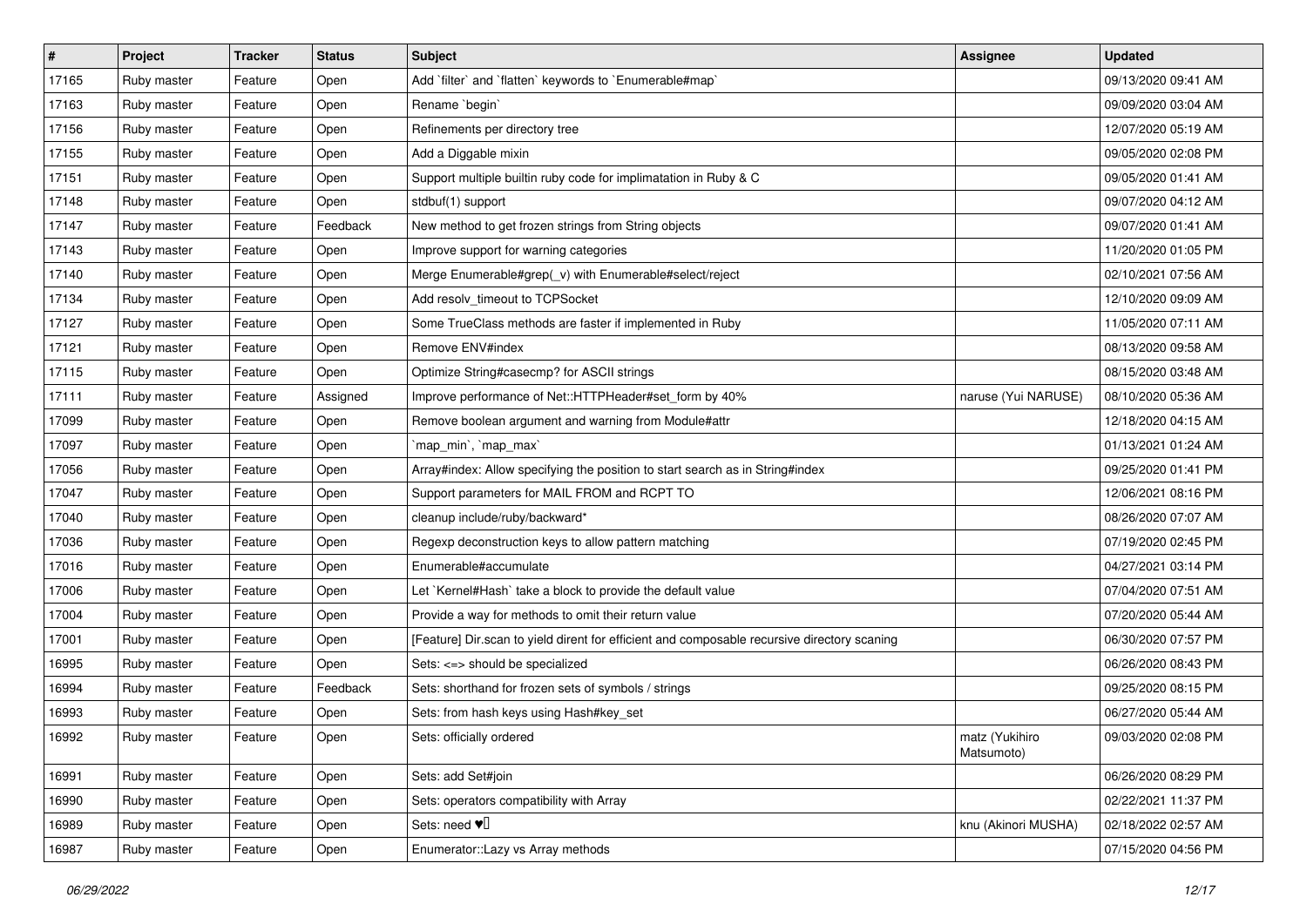| # | Project | Tracker | Status | Subject | Assignee | Updated |
|---|---|---|---|---|---|---|
| 17165 | Ruby master | Feature | Open | Add `filter` and `flatten` keywords to `Enumerable#map` | | 09/13/2020 09:41 AM |
| 17163 | Ruby master | Feature | Open | Rename `begin` | | 09/09/2020 03:04 AM |
| 17156 | Ruby master | Feature | Open | Refinements per directory tree | | 12/07/2020 05:19 AM |
| 17155 | Ruby master | Feature | Open | Add a Diggable mixin | | 09/05/2020 02:08 PM |
| 17151 | Ruby master | Feature | Open | Support multiple builtin ruby code for implimatation in Ruby & C | | 09/05/2020 01:41 AM |
| 17148 | Ruby master | Feature | Open | stdbuf(1) support | | 09/07/2020 04:12 AM |
| 17147 | Ruby master | Feature | Feedback | New method to get frozen strings from String objects | | 09/07/2020 01:41 AM |
| 17143 | Ruby master | Feature | Open | Improve support for warning categories | | 11/20/2020 01:05 PM |
| 17140 | Ruby master | Feature | Open | Merge Enumerable#grep(_v) with Enumerable#select/reject | | 02/10/2021 07:56 AM |
| 17134 | Ruby master | Feature | Open | Add resolv_timeout to TCPSocket | | 12/10/2020 09:09 AM |
| 17127 | Ruby master | Feature | Open | Some TrueClass methods are faster if implemented in Ruby | | 11/05/2020 07:11 AM |
| 17121 | Ruby master | Feature | Open | Remove ENV#index | | 08/13/2020 09:58 AM |
| 17115 | Ruby master | Feature | Open | Optimize String#casecmp? for ASCII strings | | 08/15/2020 03:48 AM |
| 17111 | Ruby master | Feature | Assigned | Improve performance of Net::HTTPHeader#set_form by 40% | naruse (Yui NARUSE) | 08/10/2020 05:36 AM |
| 17099 | Ruby master | Feature | Open | Remove boolean argument and warning from Module#attr | | 12/18/2020 04:15 AM |
| 17097 | Ruby master | Feature | Open | `map_min`, `map_max` | | 01/13/2021 01:24 AM |
| 17056 | Ruby master | Feature | Open | Array#index: Allow specifying the position to start search as in String#index | | 09/25/2020 01:41 PM |
| 17047 | Ruby master | Feature | Open | Support parameters for MAIL FROM and RCPT TO | | 12/06/2021 08:16 PM |
| 17040 | Ruby master | Feature | Open | cleanup include/ruby/backward* | | 08/26/2020 07:07 AM |
| 17036 | Ruby master | Feature | Open | Regexp deconstruction keys to allow pattern matching | | 07/19/2020 02:45 PM |
| 17016 | Ruby master | Feature | Open | Enumerable#accumulate | | 04/27/2021 03:14 PM |
| 17006 | Ruby master | Feature | Open | Let `Kernel#Hash` take a block to provide the default value | | 07/04/2020 07:51 AM |
| 17004 | Ruby master | Feature | Open | Provide a way for methods to omit their return value | | 07/20/2020 05:44 AM |
| 17001 | Ruby master | Feature | Open | [Feature] Dir.scan to yield dirent for efficient and composable recursive directory scaning | | 06/30/2020 07:57 PM |
| 16995 | Ruby master | Feature | Open | Sets: <=> should be specialized | | 06/26/2020 08:43 PM |
| 16994 | Ruby master | Feature | Feedback | Sets: shorthand for frozen sets of symbols / strings | | 09/25/2020 08:15 PM |
| 16993 | Ruby master | Feature | Open | Sets: from hash keys using Hash#key_set | | 06/27/2020 05:44 AM |
| 16992 | Ruby master | Feature | Open | Sets: officially ordered | matz (Yukihiro Matsumoto) | 09/03/2020 02:08 PM |
| 16991 | Ruby master | Feature | Open | Sets: add Set#join | | 06/26/2020 08:29 PM |
| 16990 | Ruby master | Feature | Open | Sets: operators compatibility with Array | | 02/22/2021 11:37 PM |
| 16989 | Ruby master | Feature | Open | Sets: need ♥️ | knu (Akinori MUSHA) | 02/18/2022 02:57 AM |
| 16987 | Ruby master | Feature | Open | Enumerator::Lazy vs Array methods | | 07/15/2020 04:56 PM |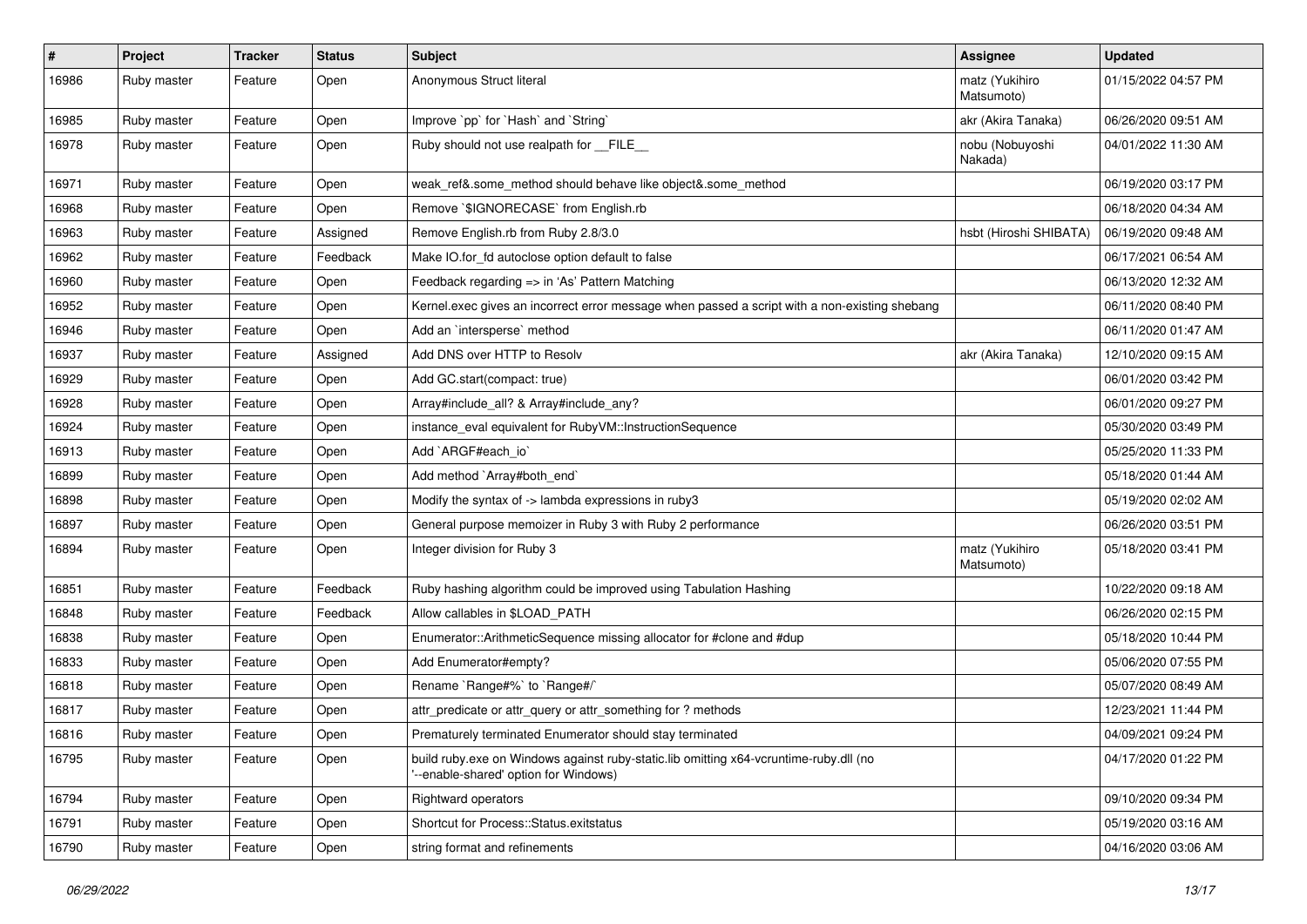| # | Project | Tracker | Status | Subject | Assignee | Updated |
|---|---|---|---|---|---|---|
| 16986 | Ruby master | Feature | Open | Anonymous Struct literal | matz (Yukihiro Matsumoto) | 01/15/2022 04:57 PM |
| 16985 | Ruby master | Feature | Open | Improve `pp` for `Hash` and `String` | akr (Akira Tanaka) | 06/26/2020 09:51 AM |
| 16978 | Ruby master | Feature | Open | Ruby should not use realpath for __FILE__ | nobu (Nobuyoshi Nakada) | 04/01/2022 11:30 AM |
| 16971 | Ruby master | Feature | Open | weak_ref&.some_method should behave like object&.some_method | | 06/19/2020 03:17 PM |
| 16968 | Ruby master | Feature | Open | Remove `$IGNORECASE` from English.rb | | 06/18/2020 04:34 AM |
| 16963 | Ruby master | Feature | Assigned | Remove English.rb from Ruby 2.8/3.0 | hsbt (Hiroshi SHIBATA) | 06/19/2020 09:48 AM |
| 16962 | Ruby master | Feature | Feedback | Make IO.for_fd autoclose option default to false | | 06/17/2021 06:54 AM |
| 16960 | Ruby master | Feature | Open | Feedback regarding => in 'As' Pattern Matching | | 06/13/2020 12:32 AM |
| 16952 | Ruby master | Feature | Open | Kernel.exec gives an incorrect error message when passed a script with a non-existing shebang | | 06/11/2020 08:40 PM |
| 16946 | Ruby master | Feature | Open | Add an `intersperse` method | | 06/11/2020 01:47 AM |
| 16937 | Ruby master | Feature | Assigned | Add DNS over HTTP to Resolv | akr (Akira Tanaka) | 12/10/2020 09:15 AM |
| 16929 | Ruby master | Feature | Open | Add GC.start(compact: true) | | 06/01/2020 03:42 PM |
| 16928 | Ruby master | Feature | Open | Array#include_all? & Array#include_any? | | 06/01/2020 09:27 PM |
| 16924 | Ruby master | Feature | Open | instance_eval equivalent for RubyVM::InstructionSequence | | 05/30/2020 03:49 PM |
| 16913 | Ruby master | Feature | Open | Add `ARGF#each_io` | | 05/25/2020 11:33 PM |
| 16899 | Ruby master | Feature | Open | Add method `Array#both_end` | | 05/18/2020 01:44 AM |
| 16898 | Ruby master | Feature | Open | Modify the syntax of -> lambda expressions in ruby3 | | 05/19/2020 02:02 AM |
| 16897 | Ruby master | Feature | Open | General purpose memoizer in Ruby 3 with Ruby 2 performance | | 06/26/2020 03:51 PM |
| 16894 | Ruby master | Feature | Open | Integer division for Ruby 3 | matz (Yukihiro Matsumoto) | 05/18/2020 03:41 PM |
| 16851 | Ruby master | Feature | Feedback | Ruby hashing algorithm could be improved using Tabulation Hashing | | 10/22/2020 09:18 AM |
| 16848 | Ruby master | Feature | Feedback | Allow callables in $LOAD_PATH | | 06/26/2020 02:15 PM |
| 16838 | Ruby master | Feature | Open | Enumerator::ArithmeticSequence missing allocator for #clone and #dup | | 05/18/2020 10:44 PM |
| 16833 | Ruby master | Feature | Open | Add Enumerator#empty? | | 05/06/2020 07:55 PM |
| 16818 | Ruby master | Feature | Open | Rename `Range#%` to `Range#/` | | 05/07/2020 08:49 AM |
| 16817 | Ruby master | Feature | Open | attr_predicate or attr_query or attr_something for ? methods | | 12/23/2021 11:44 PM |
| 16816 | Ruby master | Feature | Open | Prematurely terminated Enumerator should stay terminated | | 04/09/2021 09:24 PM |
| 16795 | Ruby master | Feature | Open | build ruby.exe on Windows against ruby-static.lib omitting x64-vcruntime-ruby.dll (no '--enable-shared' option for Windows) | | 04/17/2020 01:22 PM |
| 16794 | Ruby master | Feature | Open | Rightward operators | | 09/10/2020 09:34 PM |
| 16791 | Ruby master | Feature | Open | Shortcut for Process::Status.exitstatus | | 05/19/2020 03:16 AM |
| 16790 | Ruby master | Feature | Open | string format and refinements | | 04/16/2020 03:06 AM |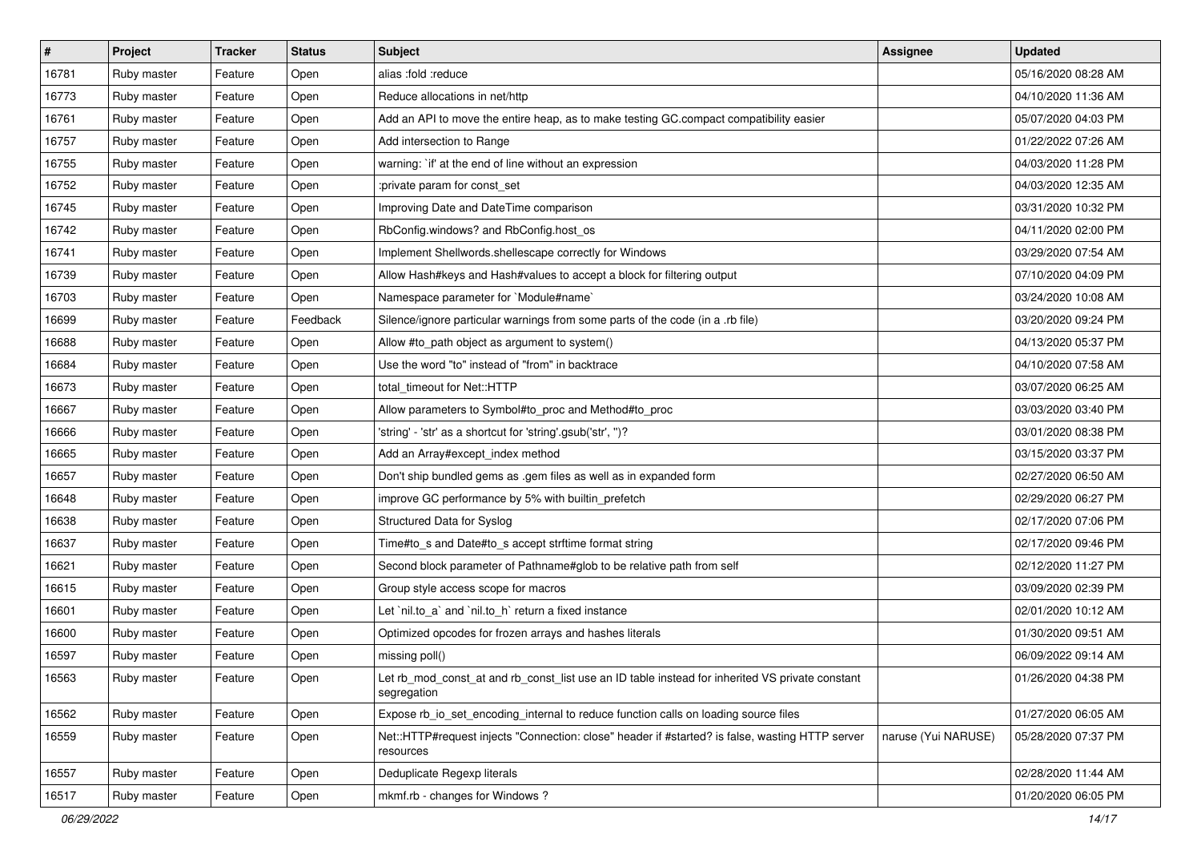| # | Project | Tracker | Status | Subject | Assignee | Updated |
|---|---|---|---|---|---|---|
| 16781 | Ruby master | Feature | Open | alias :fold :reduce | | 05/16/2020 08:28 AM |
| 16773 | Ruby master | Feature | Open | Reduce allocations in net/http | | 04/10/2020 11:36 AM |
| 16761 | Ruby master | Feature | Open | Add an API to move the entire heap, as to make testing GC.compact compatibility easier | | 05/07/2020 04:03 PM |
| 16757 | Ruby master | Feature | Open | Add intersection to Range | | 01/22/2022 07:26 AM |
| 16755 | Ruby master | Feature | Open | warning: `if' at the end of line without an expression | | 04/03/2020 11:28 PM |
| 16752 | Ruby master | Feature | Open | :private param for const_set | | 04/03/2020 12:35 AM |
| 16745 | Ruby master | Feature | Open | Improving Date and DateTime comparison | | 03/31/2020 10:32 PM |
| 16742 | Ruby master | Feature | Open | RbConfig.windows? and RbConfig.host_os | | 04/11/2020 02:00 PM |
| 16741 | Ruby master | Feature | Open | Implement Shellwords.shellescape correctly for Windows | | 03/29/2020 07:54 AM |
| 16739 | Ruby master | Feature | Open | Allow Hash#keys and Hash#values to accept a block for filtering output | | 07/10/2020 04:09 PM |
| 16703 | Ruby master | Feature | Open | Namespace parameter for `Module#name` | | 03/24/2020 10:08 AM |
| 16699 | Ruby master | Feature | Feedback | Silence/ignore particular warnings from some parts of the code (in a .rb file) | | 03/20/2020 09:24 PM |
| 16688 | Ruby master | Feature | Open | Allow #to_path object as argument to system() | | 04/13/2020 05:37 PM |
| 16684 | Ruby master | Feature | Open | Use the word "to" instead of "from" in backtrace | | 04/10/2020 07:58 AM |
| 16673 | Ruby master | Feature | Open | total_timeout for Net::HTTP | | 03/07/2020 06:25 AM |
| 16667 | Ruby master | Feature | Open | Allow parameters to Symbol#to_proc and Method#to_proc | | 03/03/2020 03:40 PM |
| 16666 | Ruby master | Feature | Open | 'string' - 'str' as a shortcut for 'string'.gsub('str', '')? | | 03/01/2020 08:38 PM |
| 16665 | Ruby master | Feature | Open | Add an Array#except_index method | | 03/15/2020 03:37 PM |
| 16657 | Ruby master | Feature | Open | Don't ship bundled gems as .gem files as well as in expanded form | | 02/27/2020 06:50 AM |
| 16648 | Ruby master | Feature | Open | improve GC performance by 5% with builtin_prefetch | | 02/29/2020 06:27 PM |
| 16638 | Ruby master | Feature | Open | Structured Data for Syslog | | 02/17/2020 07:06 PM |
| 16637 | Ruby master | Feature | Open | Time#to_s and Date#to_s accept strftime format string | | 02/17/2020 09:46 PM |
| 16621 | Ruby master | Feature | Open | Second block parameter of Pathname#glob to be relative path from self | | 02/12/2020 11:27 PM |
| 16615 | Ruby master | Feature | Open | Group style access scope for macros | | 03/09/2020 02:39 PM |
| 16601 | Ruby master | Feature | Open | Let `nil.to_a` and `nil.to_h` return a fixed instance | | 02/01/2020 10:12 AM |
| 16600 | Ruby master | Feature | Open | Optimized opcodes for frozen arrays and hashes literals | | 01/30/2020 09:51 AM |
| 16597 | Ruby master | Feature | Open | missing poll() | | 06/09/2022 09:14 AM |
| 16563 | Ruby master | Feature | Open | Let rb_mod_const_at and rb_const_list use an ID table instead for inherited VS private constant segregation | | 01/26/2020 04:38 PM |
| 16562 | Ruby master | Feature | Open | Expose rb_io_set_encoding_internal to reduce function calls on loading source files | | 01/27/2020 06:05 AM |
| 16559 | Ruby master | Feature | Open | Net::HTTP#request injects "Connection: close" header if #started? is false, wasting HTTP server resources | naruse (Yui NARUSE) | 05/28/2020 07:37 PM |
| 16557 | Ruby master | Feature | Open | Deduplicate Regexp literals | | 02/28/2020 11:44 AM |
| 16517 | Ruby master | Feature | Open | mkmf.rb - changes for Windows ? | | 01/20/2020 06:05 PM |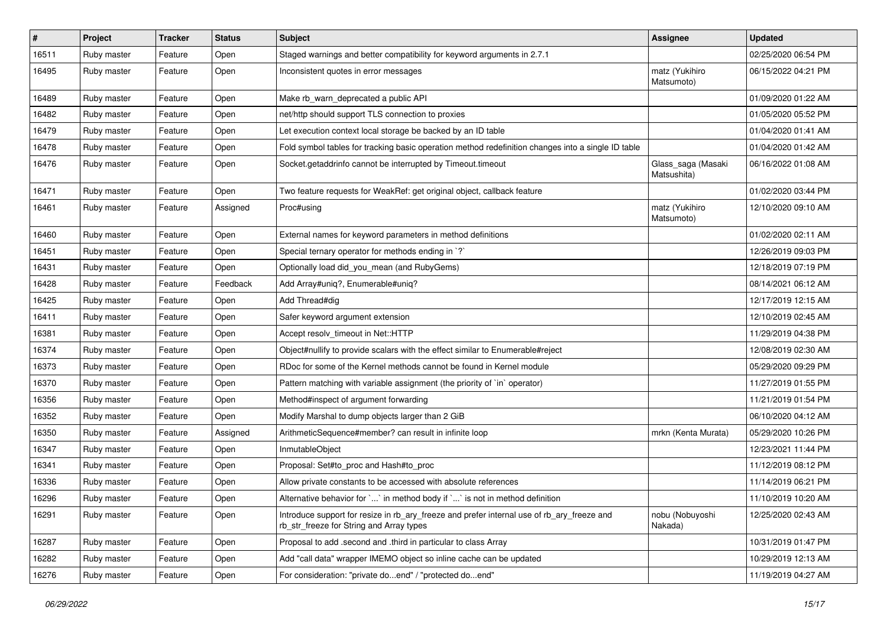| # | Project | Tracker | Status | Subject | Assignee | Updated |
|---|---|---|---|---|---|---|
| 16511 | Ruby master | Feature | Open | Staged warnings and better compatibility for keyword arguments in 2.7.1 | | 02/25/2020 06:54 PM |
| 16495 | Ruby master | Feature | Open | Inconsistent quotes in error messages | matz (Yukihiro Matsumoto) | 06/15/2022 04:21 PM |
| 16489 | Ruby master | Feature | Open | Make rb_warn_deprecated a public API | | 01/09/2020 01:22 AM |
| 16482 | Ruby master | Feature | Open | net/http should support TLS connection to proxies | | 01/05/2020 05:52 PM |
| 16479 | Ruby master | Feature | Open | Let execution context local storage be backed by an ID table | | 01/04/2020 01:41 AM |
| 16478 | Ruby master | Feature | Open | Fold symbol tables for tracking basic operation method redefinition changes into a single ID table | | 01/04/2020 01:42 AM |
| 16476 | Ruby master | Feature | Open | Socket.getaddrinfo cannot be interrupted by Timeout.timeout | Glass_saga (Masaki Matsushita) | 06/16/2022 01:08 AM |
| 16471 | Ruby master | Feature | Open | Two feature requests for WeakRef: get original object, callback feature | | 01/02/2020 03:44 PM |
| 16461 | Ruby master | Feature | Assigned | Proc#using | matz (Yukihiro Matsumoto) | 12/10/2020 09:10 AM |
| 16460 | Ruby master | Feature | Open | External names for keyword parameters in method definitions | | 01/02/2020 02:11 AM |
| 16451 | Ruby master | Feature | Open | Special ternary operator for methods ending in `?` | | 12/26/2019 09:03 PM |
| 16431 | Ruby master | Feature | Open | Optionally load did_you_mean (and RubyGems) | | 12/18/2019 07:19 PM |
| 16428 | Ruby master | Feature | Feedback | Add Array#uniq?, Enumerable#uniq? | | 08/14/2021 06:12 AM |
| 16425 | Ruby master | Feature | Open | Add Thread#dig | | 12/17/2019 12:15 AM |
| 16411 | Ruby master | Feature | Open | Safer keyword argument extension | | 12/10/2019 02:45 AM |
| 16381 | Ruby master | Feature | Open | Accept resolv_timeout in Net::HTTP | | 11/29/2019 04:38 PM |
| 16374 | Ruby master | Feature | Open | Object#nullify to provide scalars with the effect similar to Enumerable#reject | | 12/08/2019 02:30 AM |
| 16373 | Ruby master | Feature | Open | RDoc for some of the Kernel methods cannot be found in Kernel module | | 05/29/2020 09:29 PM |
| 16370 | Ruby master | Feature | Open | Pattern matching with variable assignment (the priority of `in` operator) | | 11/27/2019 01:55 PM |
| 16356 | Ruby master | Feature | Open | Method#inspect of argument forwarding | | 11/21/2019 01:54 PM |
| 16352 | Ruby master | Feature | Open | Modify Marshal to dump objects larger than 2 GiB | | 06/10/2020 04:12 AM |
| 16350 | Ruby master | Feature | Assigned | ArithmeticSequence#member? can result in infinite loop | mrkn (Kenta Murata) | 05/29/2020 10:26 PM |
| 16347 | Ruby master | Feature | Open | InmutableObject | | 12/23/2021 11:44 PM |
| 16341 | Ruby master | Feature | Open | Proposal: Set#to_proc and Hash#to_proc | | 11/12/2019 08:12 PM |
| 16336 | Ruby master | Feature | Open | Allow private constants to be accessed with absolute references | | 11/14/2019 06:21 PM |
| 16296 | Ruby master | Feature | Open | Alternative behavior for `...` in method body if `...` is not in method definition | | 11/10/2019 10:20 AM |
| 16291 | Ruby master | Feature | Open | Introduce support for resize in rb_ary_freeze and prefer internal use of rb_ary_freeze and rb_str_freeze for String and Array types | nobu (Nobuyoshi Nakada) | 12/25/2020 02:43 AM |
| 16287 | Ruby master | Feature | Open | Proposal to add .second and .third in particular to class Array | | 10/31/2019 01:47 PM |
| 16282 | Ruby master | Feature | Open | Add "call data" wrapper IMEMO object so inline cache can be updated | | 10/29/2019 12:13 AM |
| 16276 | Ruby master | Feature | Open | For consideration: "private do...end" / "protected do...end" | | 11/19/2019 04:27 AM |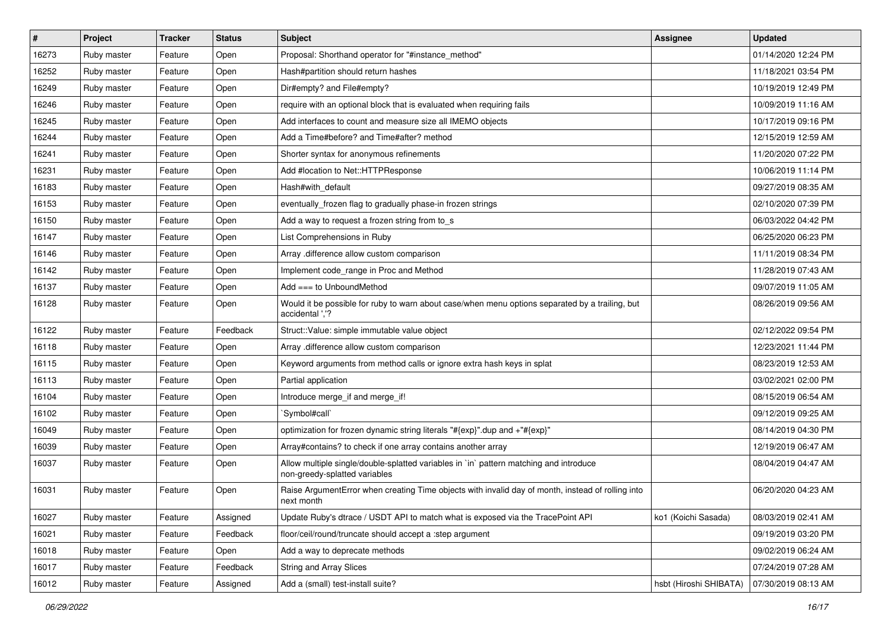| # | Project | Tracker | Status | Subject | Assignee | Updated |
|---|---|---|---|---|---|---|
| 16273 | Ruby master | Feature | Open | Proposal: Shorthand operator for "#instance_method" | | 01/14/2020 12:24 PM |
| 16252 | Ruby master | Feature | Open | Hash#partition should return hashes | | 11/18/2021 03:54 PM |
| 16249 | Ruby master | Feature | Open | Dir#empty? and File#empty? | | 10/19/2019 12:49 PM |
| 16246 | Ruby master | Feature | Open | require with an optional block that is evaluated when requiring fails | | 10/09/2019 11:16 AM |
| 16245 | Ruby master | Feature | Open | Add interfaces to count and measure size all IMEMO objects | | 10/17/2019 09:16 PM |
| 16244 | Ruby master | Feature | Open | Add a Time#before? and Time#after? method | | 12/15/2019 12:59 AM |
| 16241 | Ruby master | Feature | Open | Shorter syntax for anonymous refinements | | 11/20/2020 07:22 PM |
| 16231 | Ruby master | Feature | Open | Add #location to Net::HTTPResponse | | 10/06/2019 11:14 PM |
| 16183 | Ruby master | Feature | Open | Hash#with_default | | 09/27/2019 08:35 AM |
| 16153 | Ruby master | Feature | Open | eventually_frozen flag to gradually phase-in frozen strings | | 02/10/2020 07:39 PM |
| 16150 | Ruby master | Feature | Open | Add a way to request a frozen string from to_s | | 06/03/2022 04:42 PM |
| 16147 | Ruby master | Feature | Open | List Comprehensions in Ruby | | 06/25/2020 06:23 PM |
| 16146 | Ruby master | Feature | Open | Array .difference allow custom comparison | | 11/11/2019 08:34 PM |
| 16142 | Ruby master | Feature | Open | Implement code_range in Proc and Method | | 11/28/2019 07:43 AM |
| 16137 | Ruby master | Feature | Open | Add === to UnboundMethod | | 09/07/2019 11:05 AM |
| 16128 | Ruby master | Feature | Open | Would it be possible for ruby to warn about case/when menu options separated by a trailing, but accidental ','? | | 08/26/2019 09:56 AM |
| 16122 | Ruby master | Feature | Feedback | Struct::Value: simple immutable value object | | 02/12/2022 09:54 PM |
| 16118 | Ruby master | Feature | Open | Array .difference allow custom comparison | | 12/23/2021 11:44 PM |
| 16115 | Ruby master | Feature | Open | Keyword arguments from method calls or ignore extra hash keys in splat | | 08/23/2019 12:53 AM |
| 16113 | Ruby master | Feature | Open | Partial application | | 03/02/2021 02:00 PM |
| 16104 | Ruby master | Feature | Open | Introduce merge_if and merge_if! | | 08/15/2019 06:54 AM |
| 16102 | Ruby master | Feature | Open | `Symbol#call` | | 09/12/2019 09:25 AM |
| 16049 | Ruby master | Feature | Open | optimization for frozen dynamic string literals "#{exp}".dup and +"#{exp}" | | 08/14/2019 04:30 PM |
| 16039 | Ruby master | Feature | Open | Array#contains? to check if one array contains another array | | 12/19/2019 06:47 AM |
| 16037 | Ruby master | Feature | Open | Allow multiple single/double-splatted variables in `in` pattern matching and introduce non-greedy-splatted variables | | 08/04/2019 04:47 AM |
| 16031 | Ruby master | Feature | Open | Raise ArgumentError when creating Time objects with invalid day of month, instead of rolling into next month | | 06/20/2020 04:23 AM |
| 16027 | Ruby master | Feature | Assigned | Update Ruby's dtrace / USDT API to match what is exposed via the TracePoint API | ko1 (Koichi Sasada) | 08/03/2019 02:41 AM |
| 16021 | Ruby master | Feature | Feedback | floor/ceil/round/truncate should accept a :step argument | | 09/19/2019 03:20 PM |
| 16018 | Ruby master | Feature | Open | Add a way to deprecate methods | | 09/02/2019 06:24 AM |
| 16017 | Ruby master | Feature | Feedback | String and Array Slices | | 07/24/2019 07:28 AM |
| 16012 | Ruby master | Feature | Assigned | Add a (small) test-install suite? | hsbt (Hiroshi SHIBATA) | 07/30/2019 08:13 AM |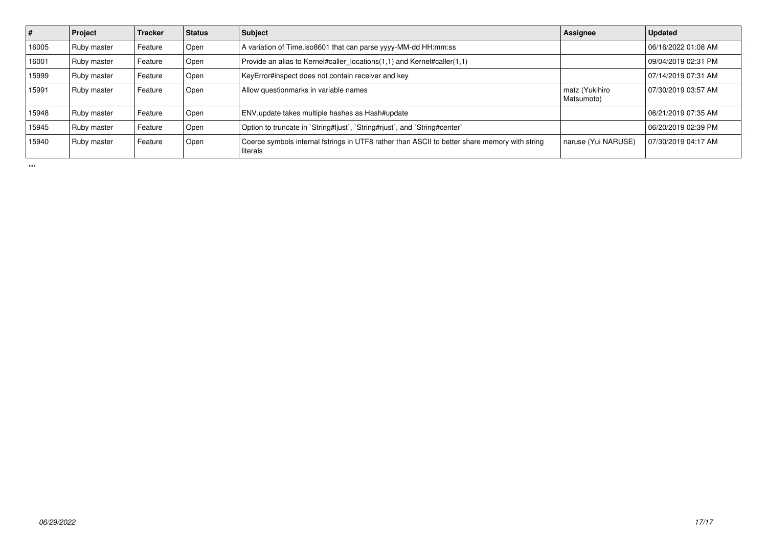| # | Project | Tracker | Status | Subject | Assignee | Updated |
|---|---|---|---|---|---|---|
| 16005 | Ruby master | Feature | Open | A variation of Time.iso8601 that can parse yyyy-MM-dd HH:mm:ss | | 06/16/2022 01:08 AM |
| 16001 | Ruby master | Feature | Open | Provide an alias to Kernel#caller_locations(1,1) and Kernel#caller(1,1) | | 09/04/2019 02:31 PM |
| 15999 | Ruby master | Feature | Open | KeyError#inspect does not contain receiver and key | | 07/14/2019 07:31 AM |
| 15991 | Ruby master | Feature | Open | Allow questionmarks in variable names | matz (Yukihiro Matsumoto) | 07/30/2019 03:57 AM |
| 15948 | Ruby master | Feature | Open | ENV.update takes multiple hashes as Hash#update | | 06/21/2019 07:35 AM |
| 15945 | Ruby master | Feature | Open | Option to truncate in `String#ljust`, `String#rjust`, and `String#center` | | 06/20/2019 02:39 PM |
| 15940 | Ruby master | Feature | Open | Coerce symbols internal fstrings in UTF8 rather than ASCII to better share memory with string literals | naruse (Yui NARUSE) | 07/30/2019 04:17 AM |

...